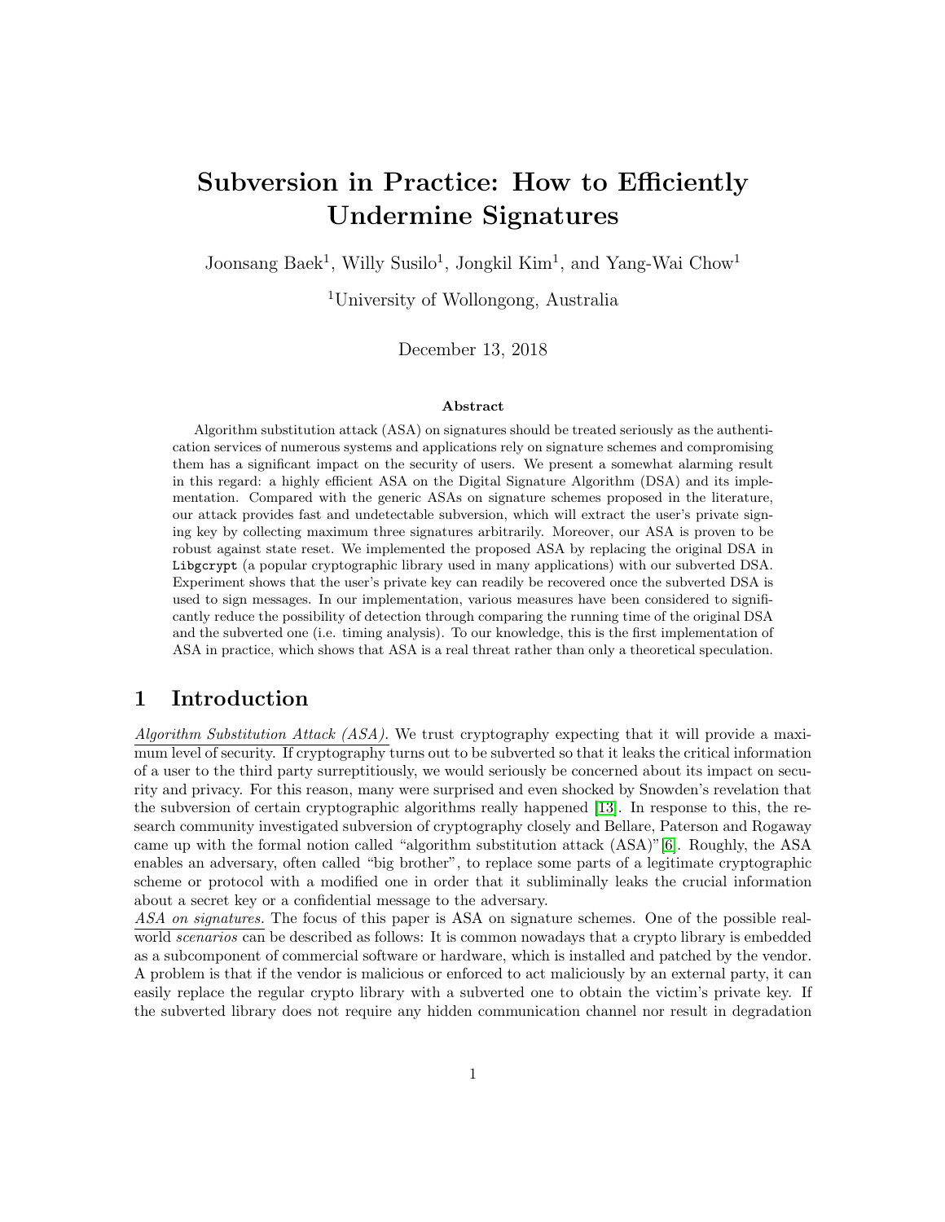# Subversion in Practice: How to Efficiently Undermine Signatures

Joonsang Baek[1], Willy Susilo[1], Jongkil Kim[1], and Yang-Wai Chow[1]

[1]University of Wollongong, Australia

December 13, 2018

### Abstract

Algorithm substitution attack (ASA) on signatures should be treated seriously as the authentication services of numerous systems and applications rely on signature schemes and compromising them has a significant impact on the security of users. We present a somewhat alarming result in this regard: a highly efficient ASA on the Digital Signature Algorithm (DSA) and its implementation. Compared with the generic ASAs on signature schemes proposed in the literature, our attack provides fast and undetectable subversion, which will extract the user's private signing key by collecting maximum three signatures arbitrarily. Moreover, our ASA is proven to be robust against state reset. We implemented the proposed ASA by replacing the original DSA in `Libgcrypt` (a popular cryptographic library used in many applications) with our subverted DSA. Experiment shows that the user's private key can readily be recovered once the subverted DSA is used to sign messages. In our implementation, various measures have been considered to significantly reduce the possibility of detection through comparing the running time of the original DSA and the subverted one (i.e. timing analysis). To our knowledge, this is the first implementation of ASA in practice, which shows that ASA is a real threat rather than only a theoretical speculation.

## 1 Introduction

*Algorithm Substitution Attack (ASA).* We trust cryptography expecting that it will provide a maximum level of security. If cryptography turns out to be subverted so that it leaks the critical information of a user to the third party surreptitiously, we would seriously be concerned about its impact on security and privacy. For this reason, many were surprised and even shocked by Snowden's revelation that the subversion of certain cryptographic algorithms really happened [13]. In response to this, the research community investigated subversion of cryptography closely and Bellare, Paterson and Rogaway came up with the formal notion called "algorithm substitution attack (ASA)" [6]. Roughly, the ASA enables an adversary, often called "big brother", to replace some parts of a legitimate cryptographic scheme or protocol with a modified one in order that it subliminally leaks the crucial information about a secret key or a confidential message to the adversary.

*ASA on signatures.* The focus of this paper is ASA on signature schemes. One of the possible real-world *scenarios* can be described as follows: It is common nowadays that a crypto library is embedded as a subcomponent of commercial software or hardware, which is installed and patched by the vendor. A problem is that if the vendor is malicious or enforced to act maliciously by an external party, it can easily replace the regular crypto library with a subverted one to obtain the victim's private key. If the subverted library does not require any hidden communication channel nor result in degradation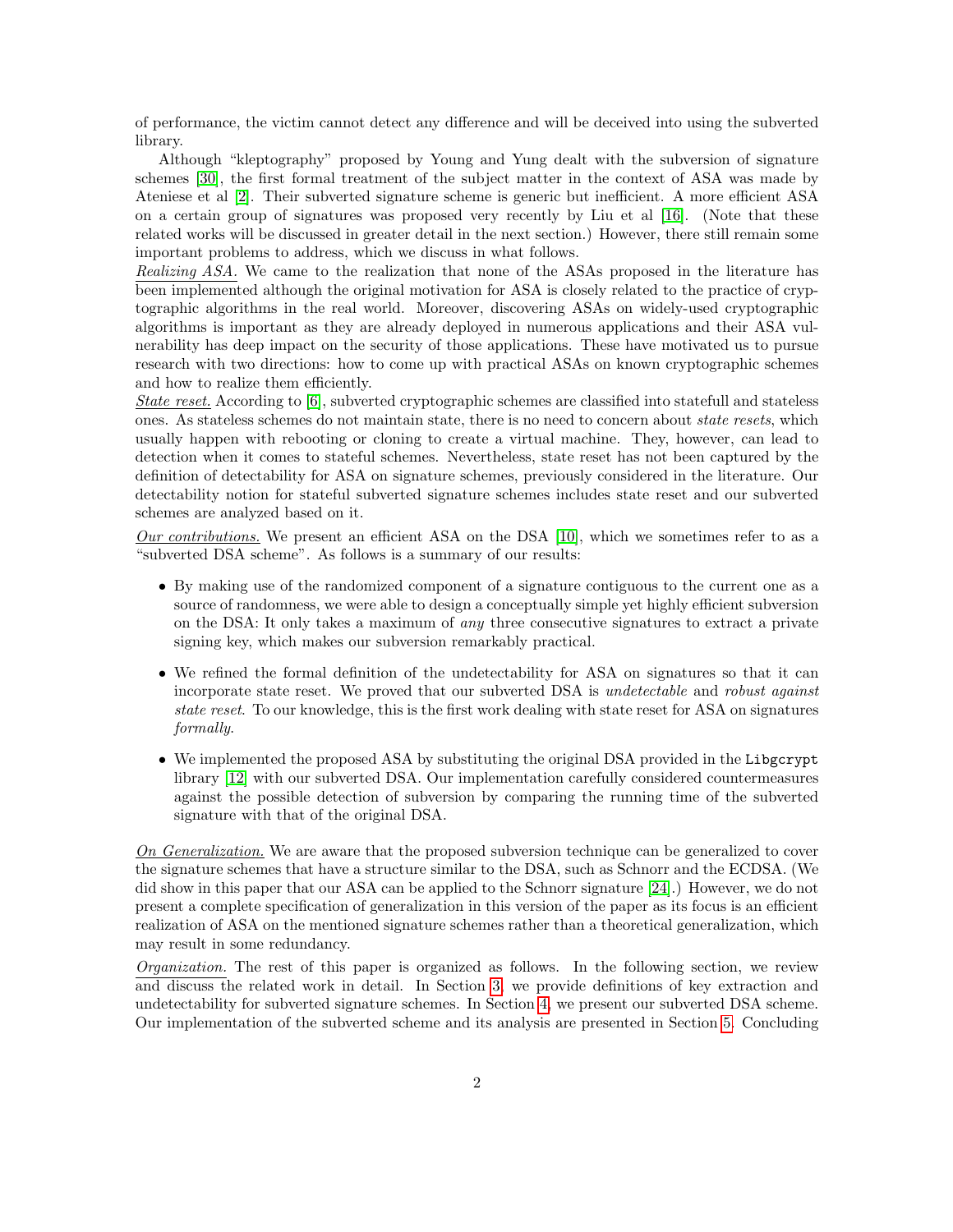of performance, the victim cannot detect any difference and will be deceived into using the subverted library.

Although "kleptography" proposed by Young and Yung dealt with the subversion of signature schemes [30], the first formal treatment of the subject matter in the context of ASA was made by Ateniese et al [2]. Their subverted signature scheme is generic but inefficient. A more efficient ASA on a certain group of signatures was proposed very recently by Liu et al [16]. (Note that these related works will be discussed in greater detail in the next section.) However, there still remain some important problems to address, which we discuss in what follows.

Realizing ASA. We came to the realization that none of the ASAs proposed in the literature has been implemented although the original motivation for ASA is closely related to the practice of cryptographic algorithms in the real world. Moreover, discovering ASAs on widely-used cryptographic algorithms is important as they are already deployed in numerous applications and their ASA vulnerability has deep impact on the security of those applications. These have motivated us to pursue research with two directions: how to come up with practical ASAs on known cryptographic schemes and how to realize them efficiently.

State reset. According to [6], subverted cryptographic schemes are classified into statefull and stateless ones. As stateless schemes do not maintain state, there is no need to concern about *state resets*, which usually happen with rebooting or cloning to create a virtual machine. They, however, can lead to detection when it comes to stateful schemes. Nevertheless, state reset has not been captured by the definition of detectability for ASA on signature schemes, previously considered in the literature. Our detectability notion for stateful subverted signature schemes includes state reset and our subverted schemes are analyzed based on it.

Our contributions. We present an efficient ASA on the DSA [10], which we sometimes refer to as a "subverted DSA scheme". As follows is a summary of our results:

- By making use of the randomized component of a signature contiguous to the current one as a source of randomness, we were able to design a conceptually simple yet highly efficient subversion on the DSA: It only takes a maximum of *any* three consecutive signatures to extract a private signing key, which makes our subversion remarkably practical.
- We refined the formal definition of the undetectability for ASA on signatures so that it can incorporate state reset. We proved that our subverted DSA is *undetectable* and *robust against state reset*. To our knowledge, this is the first work dealing with state reset for ASA on signatures *formally*.
- We implemented the proposed ASA by substituting the original DSA provided in the `Libgcrypt` library [12] with our subverted DSA. Our implementation carefully considered countermeasures against the possible detection of subversion by comparing the running time of the subverted signature with that of the original DSA.

On Generalization. We are aware that the proposed subversion technique can be generalized to cover the signature schemes that have a structure similar to the DSA, such as Schnorr and the ECDSA. (We did show in this paper that our ASA can be applied to the Schnorr signature [24].) However, we do not present a complete specification of generalization in this version of the paper as its focus is an efficient realization of ASA on the mentioned signature schemes rather than a theoretical generalization, which may result in some redundancy.

Organization. The rest of this paper is organized as follows. In the following section, we review and discuss the related work in detail. In Section 3, we provide definitions of key extraction and undetectability for subverted signature schemes. In Section 4, we present our subverted DSA scheme. Our implementation of the subverted scheme and its analysis are presented in Section 5. Concluding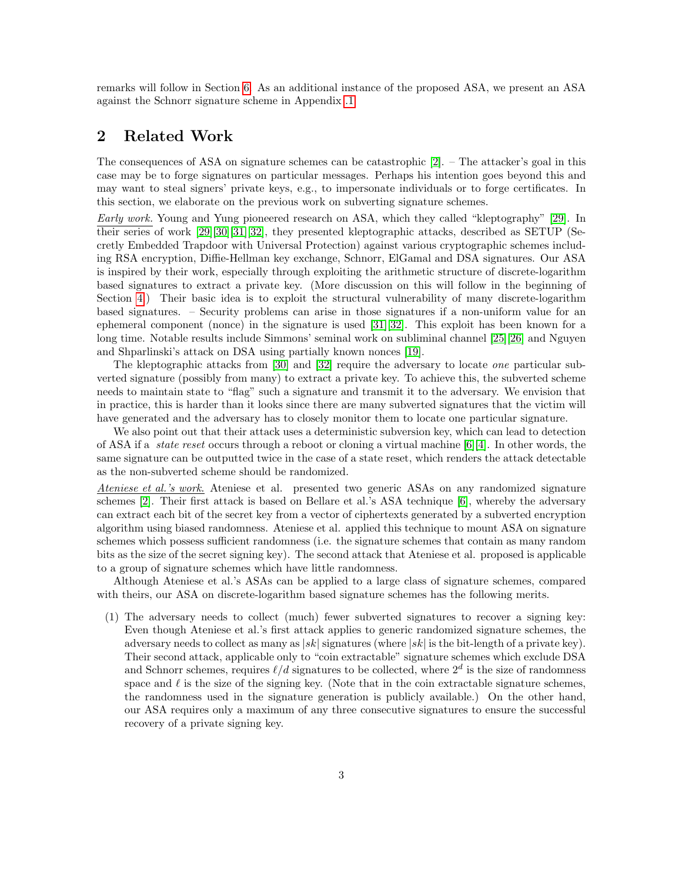remarks will follow in Section 6. As an additional instance of the proposed ASA, we present an ASA against the Schnorr signature scheme in Appendix .1.

## 2 Related Work

The consequences of ASA on signature schemes can be catastrophic [2]. – The attacker's goal in this case may be to forge signatures on particular messages. Perhaps his intention goes beyond this and may want to steal signers' private keys, e.g., to impersonate individuals or to forge certificates. In this section, we elaborate on the previous work on subverting signature schemes.

*Early work.* Young and Yung pioneered research on ASA, which they called "kleptography" [29]. In their series of work [29][30][31][32], they presented kleptographic attacks, described as SETUP (Secretly Embedded Trapdoor with Universal Protection) against various cryptographic schemes including RSA encryption, Diffie-Hellman key exchange, Schnorr, ElGamal and DSA signatures. Our ASA is inspired by their work, especially through exploiting the arithmetic structure of discrete-logarithm based signatures to extract a private key. (More discussion on this will follow in the beginning of Section 4.) Their basic idea is to exploit the structural vulnerability of many discrete-logarithm based signatures. – Security problems can arise in those signatures if a non-uniform value for an ephemeral component (nonce) in the signature is used [31][32]. This exploit has been known for a long time. Notable results include Simmons' seminal work on subliminal channel [25][26] and Nguyen and Shparlinski's attack on DSA using partially known nonces [19].

The kleptographic attacks from [30] and [32] require the adversary to locate *one* particular subverted signature (possibly from many) to extract a private key. To achieve this, the subverted scheme needs to maintain state to "flag" such a signature and transmit it to the adversary. We envision that in practice, this is harder than it looks since there are many subverted signatures that the victim will have generated and the adversary has to closely monitor them to locate one particular signature.

We also point out that their attack uses a deterministic subversion key, which can lead to detection of ASA if a *state reset* occurs through a reboot or cloning a virtual machine [6][4]. In other words, the same signature can be outputted twice in the case of a state reset, which renders the attack detectable as the non-subverted scheme should be randomized.

*Ateniese et al.'s work.* Ateniese et al. presented two generic ASAs on any randomized signature schemes [2]. Their first attack is based on Bellare et al.'s ASA technique [6], whereby the adversary can extract each bit of the secret key from a vector of ciphertexts generated by a subverted encryption algorithm using biased randomness. Ateniese et al. applied this technique to mount ASA on signature schemes which possess sufficient randomness (i.e. the signature schemes that contain as many random bits as the size of the secret signing key). The second attack that Ateniese et al. proposed is applicable to a group of signature schemes which have little randomness.

Although Ateniese et al.'s ASAs can be applied to a large class of signature schemes, compared with theirs, our ASA on discrete-logarithm based signature schemes has the following merits.

(1) The adversary needs to collect (much) fewer subverted signatures to recover a signing key: Even though Ateniese et al.'s first attack applies to generic randomized signature schemes, the adversary needs to collect as many as $|sk|$ signatures (where $|sk|$ is the bit-length of a private key). Their second attack, applicable only to "coin extractable" signature schemes which exclude DSA and Schnorr schemes, requires $\ell/d$ signatures to be collected, where $2^d$ is the size of randomness space and $\ell$ is the size of the signing key. (Note that in the coin extractable signature schemes, the randomness used in the signature generation is publicly available.) On the other hand, our ASA requires only a maximum of any three consecutive signatures to ensure the successful recovery of a private signing key.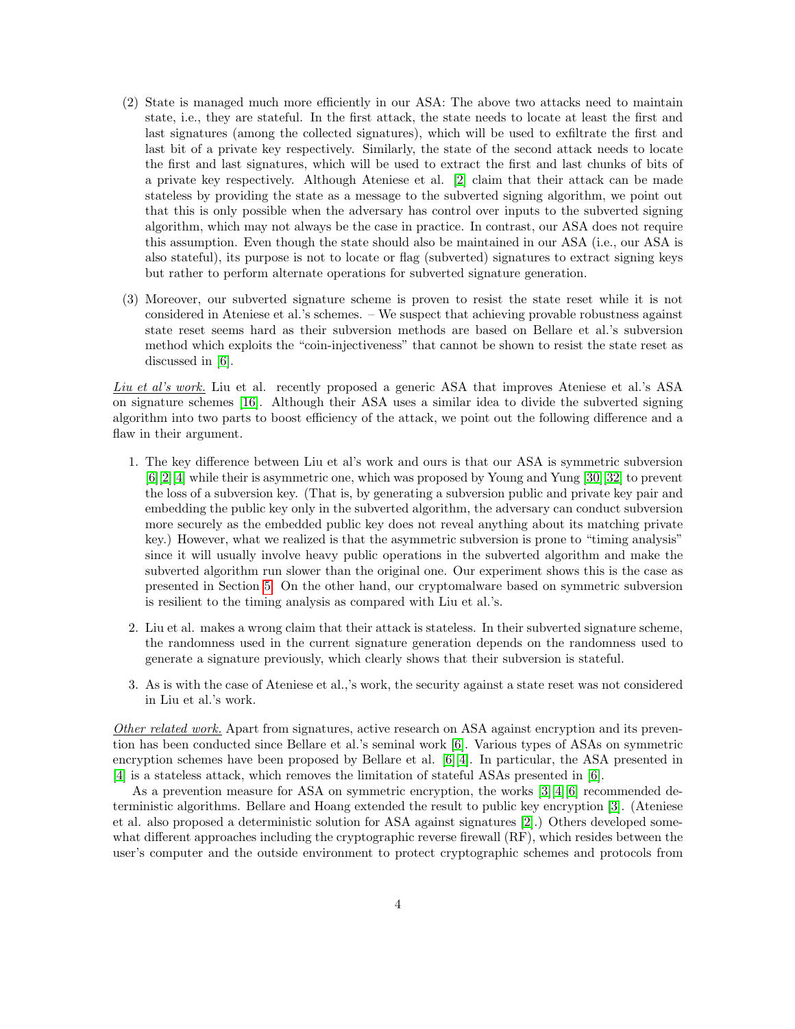(2) State is managed much more efficiently in our ASA: The above two attacks need to maintain state, i.e., they are stateful. In the first attack, the state needs to locate at least the first and last signatures (among the collected signatures), which will be used to exfiltrate the first and last bit of a private key respectively. Similarly, the state of the second attack needs to locate the first and last signatures, which will be used to extract the first and last chunks of bits of a private key respectively. Although Ateniese et al. [2] claim that their attack can be made stateless by providing the state as a message to the subverted signing algorithm, we point out that this is only possible when the adversary has control over inputs to the subverted signing algorithm, which may not always be the case in practice. In contrast, our ASA does not require this assumption. Even though the state should also be maintained in our ASA (i.e., our ASA is also stateful), its purpose is not to locate or flag (subverted) signatures to extract signing keys but rather to perform alternate operations for subverted signature generation.

(3) Moreover, our subverted signature scheme is proven to resist the state reset while it is not considered in Ateniese et al.'s schemes. – We suspect that achieving provable robustness against state reset seems hard as their subversion methods are based on Bellare et al.'s subversion method which exploits the "coin-injectiveness" that cannot be shown to resist the state reset as discussed in [6].

_Liu et al's work._ Liu et al. recently proposed a generic ASA that improves Ateniese et al.'s ASA on signature schemes [16]. Although their ASA uses a similar idea to divide the subverted signing algorithm into two parts to boost efficiency of the attack, we point out the following difference and a flaw in their argument.

1. The key difference between Liu et al's work and ours is that our ASA is symmetric subversion [6][2][4] while their is asymmetric one, which was proposed by Young and Yung [30][32] to prevent the loss of a subversion key. (That is, by generating a subversion public and private key pair and embedding the public key only in the subverted algorithm, the adversary can conduct subversion more securely as the embedded public key does not reveal anything about its matching private key.) However, what we realized is that the asymmetric subversion is prone to "timing analysis" since it will usually involve heavy public operations in the subverted algorithm and make the subverted algorithm run slower than the original one. Our experiment shows this is the case as presented in Section 5. On the other hand, our cryptomalware based on symmetric subversion is resilient to the timing analysis as compared with Liu et al.'s.
2. Liu et al. makes a wrong claim that their attack is stateless. In their subverted signature scheme, the randomness used in the current signature generation depends on the randomness used to generate a signature previously, which clearly shows that their subversion is stateful.
3. As is with the case of Ateniese et al.,'s work, the security against a state reset was not considered in Liu et al.'s work.

_Other related work._ Apart from signatures, active research on ASA against encryption and its prevention has been conducted since Bellare et al.'s seminal work [6]. Various types of ASAs on symmetric encryption schemes have been proposed by Bellare et al. [6][4]. In particular, the ASA presented in [4] is a stateless attack, which removes the limitation of stateful ASAs presented in [6].

As a prevention measure for ASA on symmetric encryption, the works [3][4][6] recommended deterministic algorithms. Bellare and Hoang extended the result to public key encryption [3]. (Ateniese et al. also proposed a deterministic solution for ASA against signatures [2].) Others developed somewhat different approaches including the cryptographic reverse firewall (RF), which resides between the user's computer and the outside environment to protect cryptographic schemes and protocols from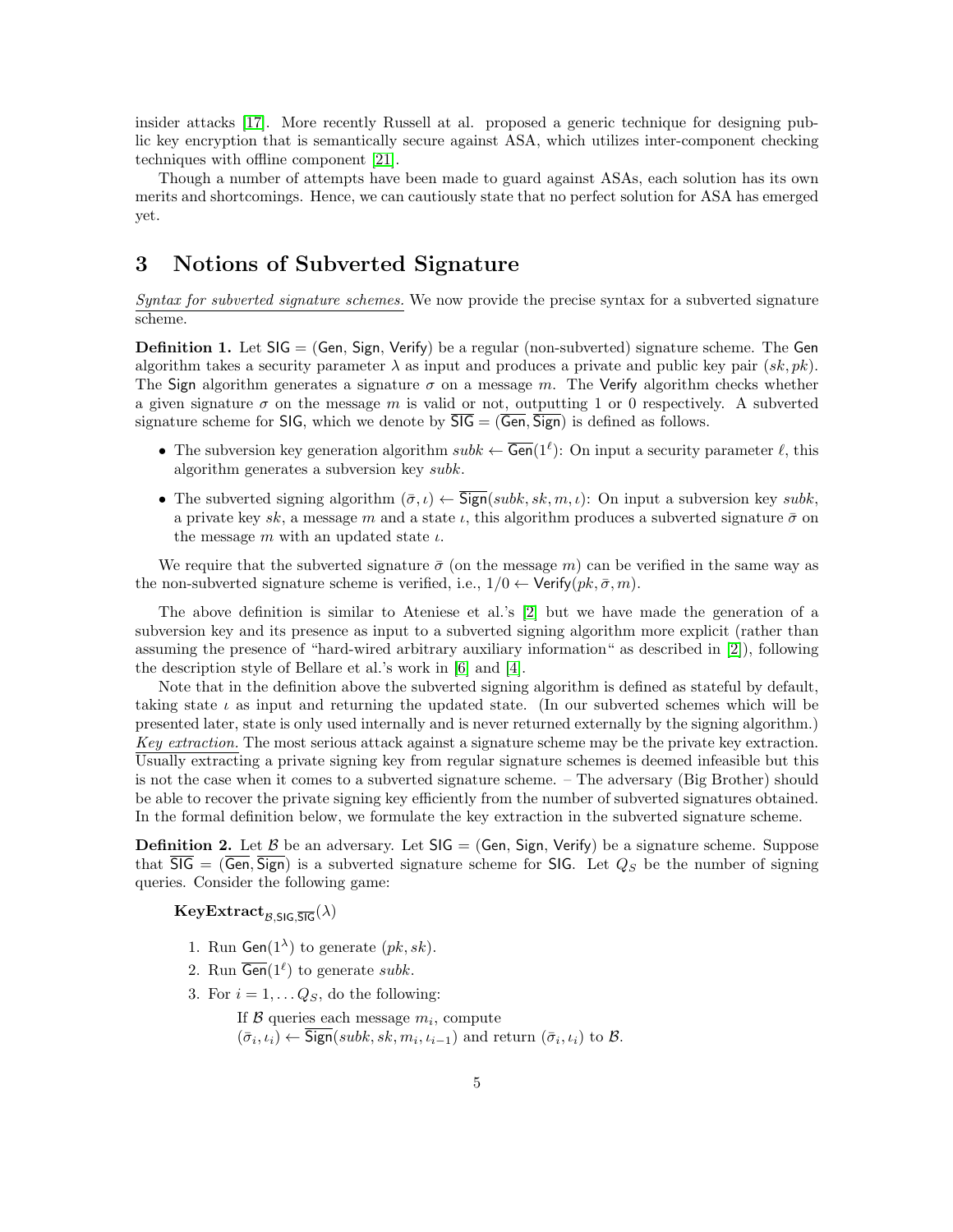insider attacks [17]. More recently Russell at al. proposed a generic technique for designing public key encryption that is semantically secure against ASA, which utilizes inter-component checking techniques with offline component [21].

Though a number of attempts have been made to guard against ASAs, each solution has its own merits and shortcomings. Hence, we can cautiously state that no perfect solution for ASA has emerged yet.

# 3 Notions of Subverted Signature

*Syntax for subverted signature schemes.* We now provide the precise syntax for a subverted signature scheme.

**Definition 1.** Let $\mathsf{SIG} = (\mathsf{Gen}, \mathsf{Sign}, \mathsf{Verify})$ be a regular (non-subverted) signature scheme. The $\mathsf{Gen}$ algorithm takes a security parameter $\lambda$ as input and produces a private and public key pair $(sk, pk)$. The $\mathsf{Sign}$ algorithm generates a signature $\sigma$ on a message $m$. The $\mathsf{Verify}$ algorithm checks whether a given signature $\sigma$ on the message $m$ is valid or not, outputting 1 or 0 respectively. A subverted signature scheme for $\mathsf{SIG}$, which we denote by $\overline{\mathsf{SIG}} = (\overline{\mathsf{Gen}}, \overline{\mathsf{Sign}})$ is defined as follows.

- The subversion key generation algorithm $subk \leftarrow \overline{\mathsf{Gen}}(1^\ell)$: On input a security parameter $\ell$, this algorithm generates a subversion key $subk$.
- The subverted signing algorithm $(\bar{\sigma}, \iota) \leftarrow \overline{\mathsf{Sign}}(subk, sk, m, \iota)$: On input a subversion key $subk$, a private key $sk$, a message $m$ and a state $\iota$, this algorithm produces a subverted signature $\bar{\sigma}$ on the message $m$ with an updated state $\iota$.

We require that the subverted signature $\bar{\sigma}$ (on the message $m$) can be verified in the same way as the non-subverted signature scheme is verified, i.e., $1/0 \leftarrow \mathsf{Verify}(pk, \bar{\sigma}, m)$.

The above definition is similar to Ateniese et al.'s [2] but we have made the generation of a subversion key and its presence as input to a subverted signing algorithm more explicit (rather than assuming the presence of "hard-wired arbitrary auxiliary information" as described in [2]), following the description style of Bellare et al.'s work in [6] and [4].

Note that in the definition above the subverted signing algorithm is defined as stateful by default, taking state $\iota$ as input and returning the updated state. (In our subverted schemes which will be presented later, state is only used internally and is never returned externally by the signing algorithm.)
*Key extraction.* The most serious attack against a signature scheme may be the private key extraction. Usually extracting a private signing key from regular signature schemes is deemed infeasible but this is not the case when it comes to a subverted signature scheme. – The adversary (Big Brother) should be able to recover the private signing key efficiently from the number of subverted signatures obtained. In the formal definition below, we formulate the key extraction in the subverted signature scheme.

**Definition 2.** Let $\mathcal{B}$ be an adversary. Let $\mathsf{SIG} = (\mathsf{Gen}, \mathsf{Sign}, \mathsf{Verify})$ be a signature scheme. Suppose that $\overline{\mathsf{SIG}} = (\overline{\mathsf{Gen}}, \overline{\mathsf{Sign}})$ is a subverted signature scheme for $\mathsf{SIG}$. Let $Q_S$ be the number of signing queries. Consider the following game:

**KeyExtract**$_{\mathcal{B},\mathsf{SIG},\overline{\mathsf{SIG}}}(\lambda)$

1. Run $\mathsf{Gen}(1^\lambda)$ to generate $(pk, sk)$.
2. Run $\overline{\mathsf{Gen}}(1^\ell)$ to generate $subk$.
3. For $i = 1, \ldots Q_S$, do the following:

   If $\mathcal{B}$ queries each message $m_i$, compute $(\bar{\sigma}_i, \iota_i) \leftarrow \overline{\mathsf{Sign}}(subk, sk, m_i, \iota_{i-1})$ and return $(\bar{\sigma}_i, \iota_i)$ to $\mathcal{B}$.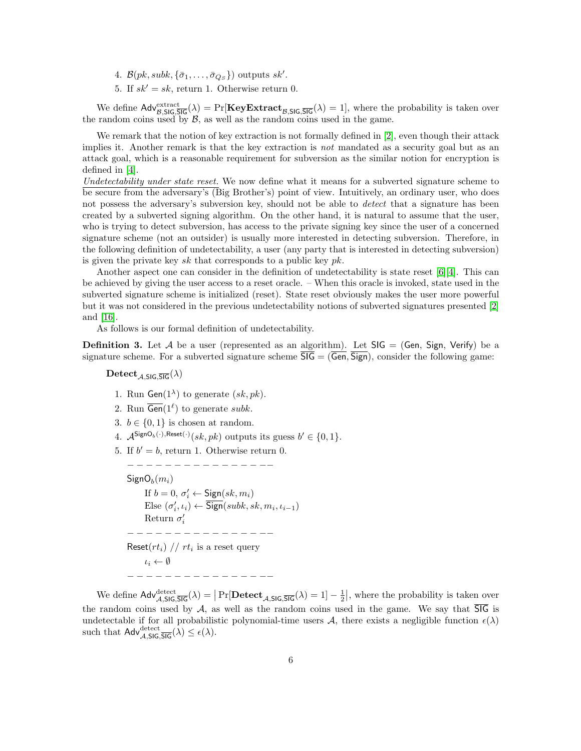4. $\mathcal{B}(pk, subk, \{\bar{\sigma}_1, \ldots, \bar{\sigma}_{Q_S}\})$ outputs $sk'$.
5. If $sk' = sk$, return 1. Otherwise return 0.

We define $\mathsf{Adv}^{\text{extract}}_{\mathcal{B},\mathsf{SIG},\overline{\mathsf{SIG}}}(\lambda) = \Pr[\mathbf{KeyExtract}_{\mathcal{B},\mathsf{SIG},\overline{\mathsf{SIG}}}(\lambda) = 1]$, where the probability is taken over the random coins used by $\mathcal{B}$, as well as the random coins used in the game.

We remark that the notion of key extraction is not formally defined in [2], even though their attack implies it. Another remark is that the key extraction is *not* mandated as a security goal but as an attack goal, which is a reasonable requirement for subversion as the similar notion for encryption is defined in [4].

*Undetectability under state reset.* We now define what it means for a subverted signature scheme to be secure from the adversary's (Big Brother's) point of view. Intuitively, an ordinary user, who does not possess the adversary's subversion key, should not be able to *detect* that a signature has been created by a subverted signing algorithm. On the other hand, it is natural to assume that the user, who is trying to detect subversion, has access to the private signing key since the user of a concerned signature scheme (not an outsider) is usually more interested in detecting subversion. Therefore, in the following definition of undetectability, a user (any party that is interested in detecting subversion) is given the private key $sk$ that corresponds to a public key $pk$.

Another aspect one can consider in the definition of undetectability is state reset [6][4]. This can be achieved by giving the user access to a reset oracle. – When this oracle is invoked, state used in the subverted signature scheme is initialized (reset). State reset obviously makes the user more powerful but it was not considered in the previous undetectability notions of subverted signatures presented [2] and [16].

As follows is our formal definition of undetectability.

**Definition 3.** Let $\mathcal{A}$ be a user (represented as an algorithm). Let $\mathsf{SIG} = (\mathsf{Gen}, \mathsf{Sign}, \mathsf{Verify})$ be a signature scheme. For a subverted signature scheme $\overline{\mathsf{SIG}} = (\overline{\mathsf{Gen}}, \overline{\mathsf{Sign}})$, consider the following game:

$\mathbf{Detect}_{\mathcal{A},\mathsf{SIG},\overline{\mathsf{SIG}}}(\lambda)$

1. Run $\mathsf{Gen}(1^\lambda)$ to generate $(sk, pk)$.
2. Run $\overline{\mathsf{Gen}}(1^\ell)$ to generate $subk$.
3. $b \in \{0, 1\}$ is chosen at random.
4. $\mathcal{A}^{\mathsf{SignO}_b(\cdot),\mathsf{Reset}(\cdot)}(sk, pk)$ outputs its guess $b' \in \{0, 1\}$.
5. If $b' = b$, return 1. Otherwise return 0.

– – – – – – – – – – – – – – – –

$\mathsf{SignO}_b(m_i)$

  If $b = 0$, $\sigma'_i \leftarrow \mathsf{Sign}(sk, m_i)$

  Else $(\sigma'_i, \iota_i) \leftarrow \overline{\mathsf{Sign}}(subk, sk, m_i, \iota_{i-1})$

  Return $\sigma'_i$

– – – – – – – – – – – – – – – –

$\mathsf{Reset}(rt_i)$ // $rt_i$ is a reset query

  $\iota_i \leftarrow \emptyset$

– – – – – – – – – – – – – – – –

We define $\mathsf{Adv}^{\text{detect}}_{\mathcal{A},\mathsf{SIG},\overline{\mathsf{SIG}}}(\lambda) = \left|\Pr[\mathbf{Detect}_{\mathcal{A},\mathsf{SIG},\overline{\mathsf{SIG}}}(\lambda) = 1] - \frac{1}{2}\right|$, where the probability is taken over the random coins used by $\mathcal{A}$, as well as the random coins used in the game. We say that $\overline{\mathsf{SIG}}$ is undetectable if for all probabilistic polynomial-time users $\mathcal{A}$, there exists a negligible function $\epsilon(\lambda)$ such that $\mathsf{Adv}^{\text{detect}}_{\mathcal{A},\mathsf{SIG},\overline{\mathsf{SIG}}}(\lambda) \leq \epsilon(\lambda)$.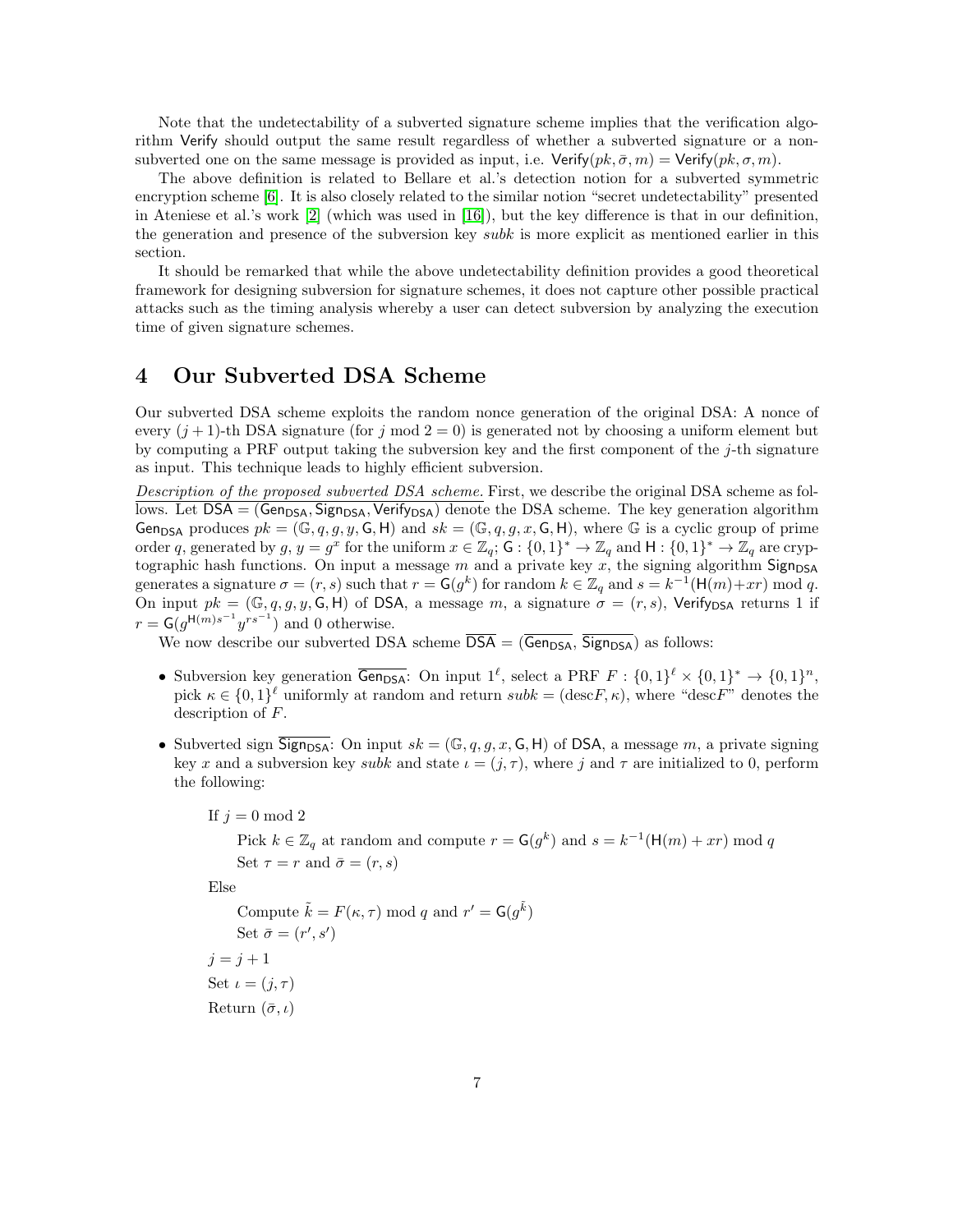Note that the undetectability of a subverted signature scheme implies that the verification algorithm $\mathsf{Verify}$ should output the same result regardless of whether a subverted signature or a non-subverted one on the same message is provided as input, i.e. $\mathsf{Verify}(pk, \bar{\sigma}, m) = \mathsf{Verify}(pk, \sigma, m)$.

The above definition is related to Bellare et al.'s detection notion for a subverted symmetric encryption scheme [6]. It is also closely related to the similar notion "secret undetectability" presented in Ateniese et al.'s work [2] (which was used in [16]), but the key difference is that in our definition, the generation and presence of the subversion key $subk$ is more explicit as mentioned earlier in this section.

It should be remarked that while the above undetectability definition provides a good theoretical framework for designing subversion for signature schemes, it does not capture other possible practical attacks such as the timing analysis whereby a user can detect subversion by analyzing the execution time of given signature schemes.

# 4 Our Subverted DSA Scheme

Our subverted DSA scheme exploits the random nonce generation of the original DSA: A nonce of every $(j+1)$-th DSA signature (for $j \bmod 2 = 0$) is generated not by choosing a uniform element but by computing a PRF output taking the subversion key and the first component of the $j$-th signature as input. This technique leads to highly efficient subversion.

*Description of the proposed subverted DSA scheme.* First, we describe the original DSA scheme as follows. Let $\mathsf{DSA} = (\mathsf{Gen_{DSA}}, \mathsf{Sign_{DSA}}, \mathsf{Verify_{DSA}})$ denote the DSA scheme. The key generation algorithm $\mathsf{Gen_{DSA}}$ produces $pk = (\mathbb{G}, q, g, y, \mathsf{G}, \mathsf{H})$ and $sk = (\mathbb{G}, q, g, x, \mathsf{G}, \mathsf{H})$, where $\mathbb{G}$ is a cyclic group of prime order $q$, generated by $g$, $y = g^x$ for the uniform $x \in \mathbb{Z}_q$; $\mathsf{G} : \{0,1\}^* \rightarrow \mathbb{Z}_q$ and $\mathsf{H} : \{0,1\}^* \rightarrow \mathbb{Z}_q$ are cryptographic hash functions. On input a message $m$ and a private key $x$, the signing algorithm $\mathsf{Sign_{DSA}}$ generates a signature $\sigma = (r, s)$ such that $r = \mathsf{G}(g^k)$ for random $k \in \mathbb{Z}_q$ and $s = k^{-1}(\mathsf{H}(m)+xr) \bmod q$. On input $pk = (\mathbb{G}, q, g, y, \mathsf{G}, \mathsf{H})$ of $\mathsf{DSA}$, a message $m$, a signature $\sigma = (r, s)$, $\mathsf{Verify_{DSA}}$ returns 1 if $r = \mathsf{G}(g^{\mathsf{H}(m)s^{-1}} y^{rs^{-1}})$ and 0 otherwise.

We now describe our subverted DSA scheme $\overline{\mathsf{DSA}} = (\overline{\mathsf{Gen_{DSA}}}, \overline{\mathsf{Sign_{DSA}}})$ as follows:

- Subversion key generation $\overline{\mathsf{Gen_{DSA}}}$: On input $1^\ell$, select a PRF $F : \{0,1\}^\ell \times \{0,1\}^* \rightarrow \{0,1\}^n$, pick $\kappa \in \{0,1\}^\ell$ uniformly at random and return $subk = (\mathrm{desc}F, \kappa)$, where "desc$F$" denotes the description of $F$.
- Subverted sign $\overline{\mathsf{Sign_{DSA}}}$: On input $sk = (\mathbb{G}, q, g, x, \mathsf{G}, \mathsf{H})$ of $\mathsf{DSA}$, a message $m$, a private signing key $x$ and a subversion key $subk$ and state $\iota = (j, \tau)$, where $j$ and $\tau$ are initialized to 0, perform the following:

  If $j = 0 \bmod 2$

  Pick $k \in \mathbb{Z}_q$ at random and compute $r = \mathsf{G}(g^k)$ and $s = k^{-1}(\mathsf{H}(m) + xr) \bmod q$

  Set $\tau = r$ and $\bar{\sigma} = (r, s)$

  Else

  Compute $\tilde{k} = F(\kappa, \tau) \bmod q$ and $r' = \mathsf{G}(g^{\tilde{k}})$

  Set $\bar{\sigma} = (r', s')$

  $j = j + 1$

  Set $\iota = (j, \tau)$

  Return $(\bar{\sigma}, \iota)$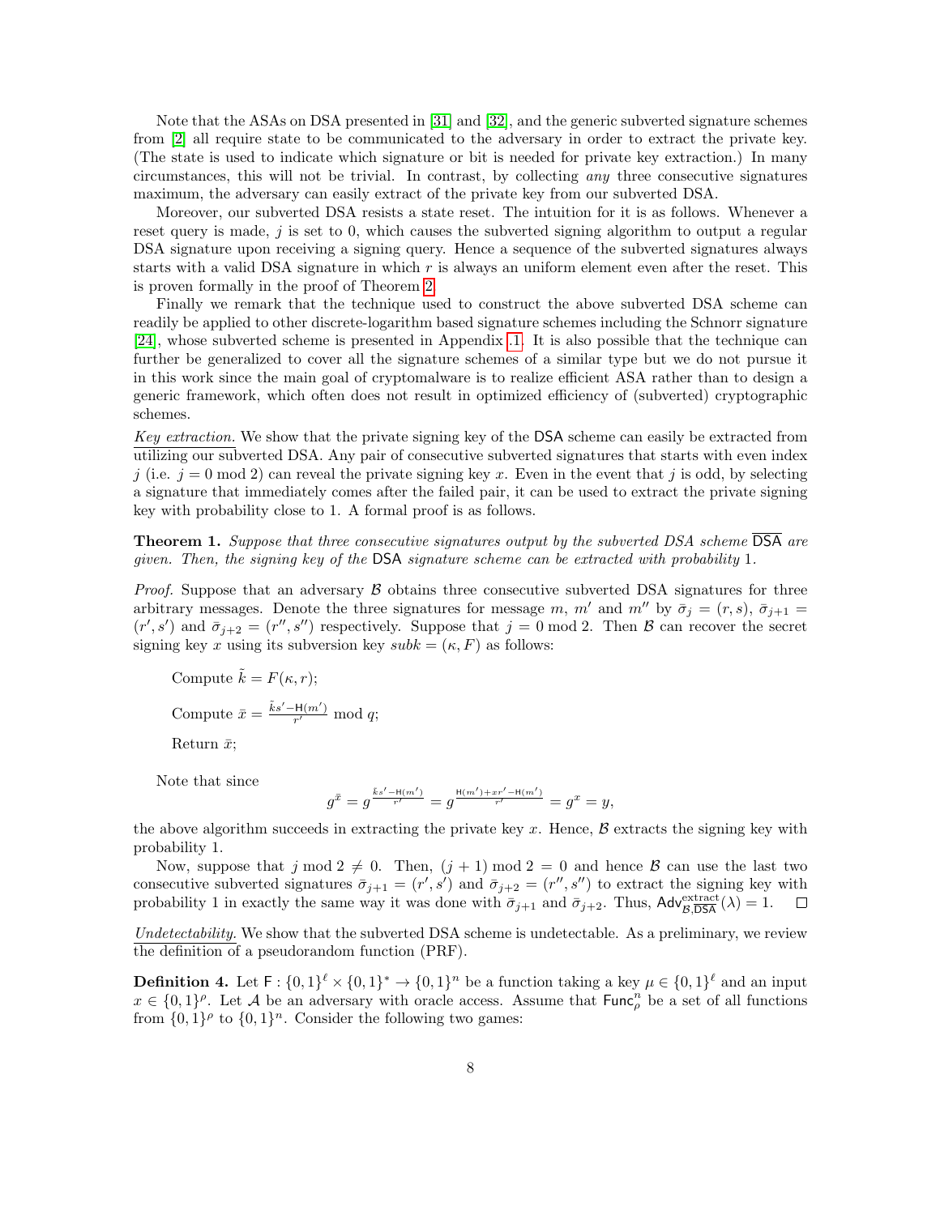Note that the ASAs on DSA presented in [31] and [32], and the generic subverted signature schemes from [2] all require state to be communicated to the adversary in order to extract the private key. (The state is used to indicate which signature or bit is needed for private key extraction.) In many circumstances, this will not be trivial. In contrast, by collecting *any* three consecutive signatures maximum, the adversary can easily extract of the private key from our subverted DSA.

Moreover, our subverted DSA resists a state reset. The intuition for it is as follows. Whenever a reset query is made, $j$ is set to 0, which causes the subverted signing algorithm to output a regular DSA signature upon receiving a signing query. Hence a sequence of the subverted signatures always starts with a valid DSA signature in which $r$ is always an uniform element even after the reset. This is proven formally in the proof of Theorem 2.

Finally we remark that the technique used to construct the above subverted DSA scheme can readily be applied to other discrete-logarithm based signature schemes including the Schnorr signature [24], whose subverted scheme is presented in Appendix .1. It is also possible that the technique can further be generalized to cover all the signature schemes of a similar type but we do not pursue it in this work since the main goal of cryptomalware is to realize efficient ASA rather than to design a generic framework, which often does not result in optimized efficiency of (subverted) cryptographic schemes.

*Key extraction.* We show that the private signing key of the DSA scheme can easily be extracted from utilizing our subverted DSA. Any pair of consecutive subverted signatures that starts with even index $j$ (i.e. $j = 0 \bmod 2$) can reveal the private signing key $x$. Even in the event that $j$ is odd, by selecting a signature that immediately comes after the failed pair, it can be used to extract the private signing key with probability close to 1. A formal proof is as follows.

**Theorem 1.** *Suppose that three consecutive signatures output by the subverted DSA scheme $\overline{\mathsf{DSA}}$ are given. Then, the signing key of the* DSA *signature scheme can be extracted with probability* 1*.*

*Proof.* Suppose that an adversary $\mathcal{B}$ obtains three consecutive subverted DSA signatures for three arbitrary messages. Denote the three signatures for message $m$, $m'$ and $m''$ by $\bar{\sigma}_j = (r, s)$, $\bar{\sigma}_{j+1} = (r', s')$ and $\bar{\sigma}_{j+2} = (r'', s'')$ respectively. Suppose that $j = 0 \bmod 2$. Then $\mathcal{B}$ can recover the secret signing key $x$ using its subversion key $subk = (\kappa, F)$ as follows:

Compute $\tilde{k} = F(\kappa, r)$;

Compute $\bar{x} = \frac{\tilde{k}s' - \mathsf{H}(m')}{r'} \bmod q$;

Return $\bar{x}$;

Note that since

$$g^{\bar{x}} = g^{\frac{\tilde{k}s' - \mathsf{H}(m')}{r'}} = g^{\frac{\mathsf{H}(m') + xr' - \mathsf{H}(m')}{r'}} = g^x = y,$$

the above algorithm succeeds in extracting the private key $x$. Hence, $\mathcal{B}$ extracts the signing key with probability 1.

Now, suppose that $j \bmod 2 \neq 0$. Then, $(j+1) \bmod 2 = 0$ and hence $\mathcal{B}$ can use the last two consecutive subverted signatures $\bar{\sigma}_{j+1} = (r', s')$ and $\bar{\sigma}_{j+2} = (r'', s'')$ to extract the signing key with probability 1 in exactly the same way it was done with $\bar{\sigma}_{j+1}$ and $\bar{\sigma}_{j+2}$. Thus, $\mathsf{Adv}^{\text{extract}}_{\mathcal{B},\overline{\mathsf{DSA}}}(\lambda) = 1$. $\square$

*Undetectability.* We show that the subverted DSA scheme is undetectable. As a preliminary, we review the definition of a pseudorandom function (PRF).

**Definition 4.** Let $\mathsf{F} : \{0,1\}^{\ell} \times \{0,1\}^{*} \rightarrow \{0,1\}^{n}$ be a function taking a key $\mu \in \{0,1\}^{\ell}$ and an input $x \in \{0,1\}^{\rho}$. Let $\mathcal{A}$ be an adversary with oracle access. Assume that $\mathsf{Func}^{n}_{\rho}$ be a set of all functions from $\{0,1\}^{\rho}$ to $\{0,1\}^{n}$. Consider the following two games: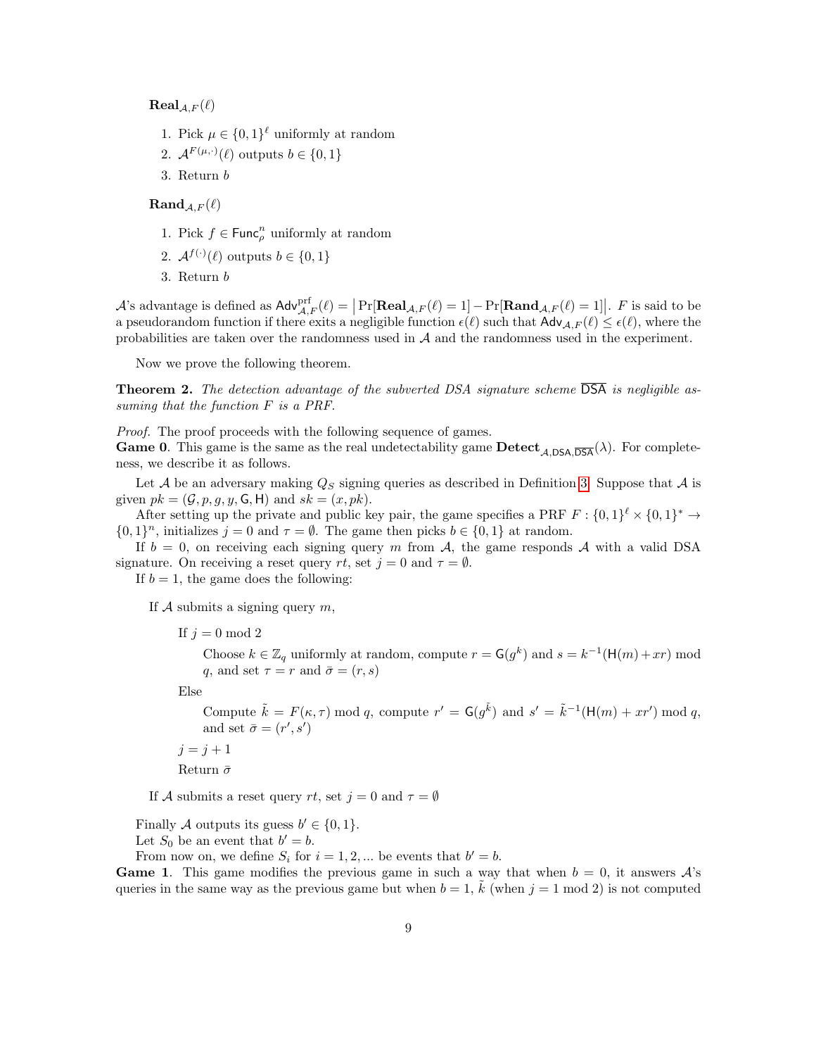**$\mathbf{Real}_{\mathcal{A},F}(\ell)$**

1. Pick $\mu \in \{0,1\}^\ell$ uniformly at random
2. $\mathcal{A}^{F(\mu,\cdot)}(\ell)$ outputs $b \in \{0,1\}$
3. Return $b$

**$\mathbf{Rand}_{\mathcal{A},F}(\ell)$**

1. Pick $f \in \mathsf{Func}_\rho^n$ uniformly at random
2. $\mathcal{A}^{f(\cdot)}(\ell)$ outputs $b \in \{0,1\}$
3. Return $b$

$\mathcal{A}$'s advantage is defined as $\mathsf{Adv}^{\mathrm{prf}}_{\mathcal{A},F}(\ell) = \left|\Pr[\mathbf{Real}_{\mathcal{A},F}(\ell) = 1] - \Pr[\mathbf{Rand}_{\mathcal{A},F}(\ell) = 1]\right|$. $F$ is said to be a pseudorandom function if there exits a negligible function $\epsilon(\ell)$ such that $\mathsf{Adv}_{\mathcal{A},F}(\ell) \leq \epsilon(\ell)$, where the probabilities are taken over the randomness used in $\mathcal{A}$ and the randomness used in the experiment.

Now we prove the following theorem.

**Theorem 2.** *The detection advantage of the subverted DSA signature scheme $\overline{\mathsf{DSA}}$ is negligible assuming that the function $F$ is a PRF.*

*Proof.* The proof proceeds with the following sequence of games.
**Game 0**. This game is the same as the real undetectability game $\mathbf{Detect}_{\mathcal{A},\mathsf{DSA},\overline{\mathsf{DSA}}}(\lambda)$. For completeness, we describe it as follows.

Let $\mathcal{A}$ be an adversary making $Q_S$ signing queries as described in Definition 3. Suppose that $\mathcal{A}$ is given $pk = (\mathcal{G}, p, g, y, \mathsf{G}, \mathsf{H})$ and $sk = (x, pk)$.

After setting up the private and public key pair, the game specifies a PRF $F : \{0,1\}^\ell \times \{0,1\}^* \to \{0,1\}^n$, initializes $j = 0$ and $\tau = \emptyset$. The game then picks $b \in \{0,1\}$ at random.

If $b = 0$, on receiving each signing query $m$ from $\mathcal{A}$, the game responds $\mathcal{A}$ with a valid DSA signature. On receiving a reset query $rt$, set $j = 0$ and $\tau = \emptyset$.

If $b = 1$, the game does the following:

If $\mathcal{A}$ submits a signing query $m$,

If $j = 0 \bmod 2$

Choose $k \in \mathbb{Z}_q$ uniformly at random, compute $r = \mathsf{G}(g^k)$ and $s = k^{-1}(\mathsf{H}(m) + xr) \bmod q$, and set $\tau = r$ and $\bar{\sigma} = (r, s)$

Else

Compute $\tilde{k} = F(\kappa, \tau) \bmod q$, compute $r' = \mathsf{G}(g^{\tilde{k}})$ and $s' = \tilde{k}^{-1}(\mathsf{H}(m) + xr') \bmod q$, and set $\bar{\sigma} = (r', s')$

$j = j + 1$

Return $\bar{\sigma}$

If $\mathcal{A}$ submits a reset query $rt$, set $j = 0$ and $\tau = \emptyset$

Finally $\mathcal{A}$ outputs its guess $b' \in \{0,1\}$.

Let $S_0$ be an event that $b' = b$.

From now on, we define $S_i$ for $i = 1, 2, ...$ be events that $b' = b$.

**Game 1**. This game modifies the previous game in such a way that when $b = 0$, it answers $\mathcal{A}$'s queries in the same way as the previous game but when $b = 1$, $\tilde{k}$ (when $j = 1 \bmod 2$) is not computed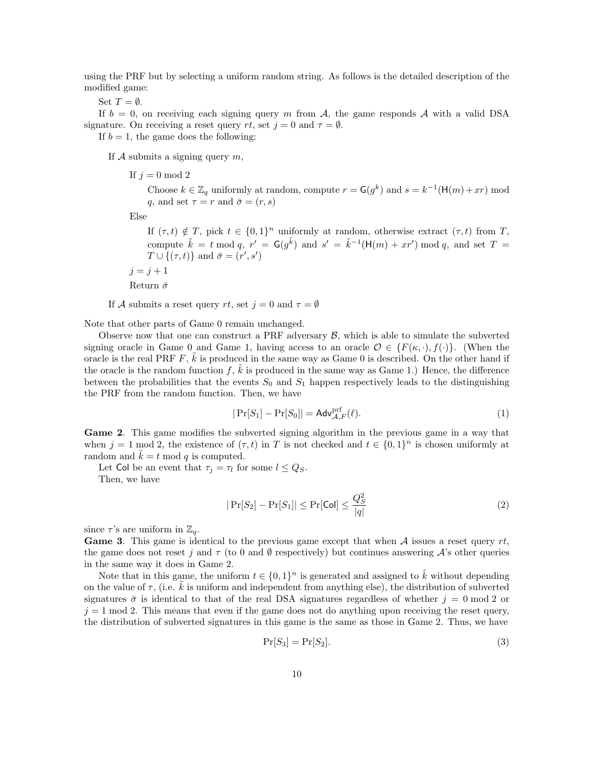using the PRF but by selecting a uniform random string. As follows is the detailed description of the modified game:

Set $T = \emptyset$.

If $b = 0$, on receiving each signing query $m$ from $\mathcal{A}$, the game responds $\mathcal{A}$ with a valid DSA signature. On receiving a reset query $rt$, set $j = 0$ and $\tau = \emptyset$.

If $b = 1$, the game does the following:

If $\mathcal{A}$ submits a signing query $m$,

If $j = 0 \bmod 2$

Choose $k \in \mathbb{Z}_q$ uniformly at random, compute $r = \mathsf{G}(g^k)$ and $s = k^{-1}(\mathsf{H}(m) + xr) \bmod q$, and set $\tau = r$ and $\bar{\sigma} = (r, s)$

Else

If $(\tau, t) \notin T$, pick $t \in \{0,1\}^n$ uniformly at random, otherwise extract $(\tau, t)$ from $T$, compute $\tilde{k} = t \bmod q$, $r' = \mathsf{G}(g^{\tilde{k}})$ and $s' = \tilde{k}^{-1}(\mathsf{H}(m) + xr') \bmod q$, and set $T = T \cup \{(\tau, t)\}$ and $\bar{\sigma} = (r', s')$

$j = j + 1$

Return $\bar{\sigma}$

If $\mathcal{A}$ submits a reset query $rt$, set $j = 0$ and $\tau = \emptyset$

Note that other parts of Game 0 remain unchanged.

Observe now that one can construct a PRF adversary $\mathcal{B}$, which is able to simulate the subverted signing oracle in Game 0 and Game 1, having access to an oracle $\mathcal{O} \in \{F(\kappa, \cdot), f(\cdot)\}$. (When the oracle is the real PRF $F$, $\tilde{k}$ is produced in the same way as Game 0 is described. On the other hand if the oracle is the random function $f$, $\tilde{k}$ is produced in the same way as Game 1.) Hence, the difference between the probabilities that the events $S_0$ and $S_1$ happen respectively leads to the distinguishing the PRF from the random function. Then, we have

$$|\Pr[S_1] - \Pr[S_0]| = \mathsf{Adv}^{\mathrm{prf}}_{\mathcal{A},F}(\ell). \tag{1}$$

**Game 2**. This game modifies the subverted signing algorithm in the previous game in a way that when $j = 1 \bmod 2$, the existence of $(\tau, t)$ in $T$ is not checked and $t \in \{0,1\}^n$ is chosen uniformly at random and $\tilde{k} = t \bmod q$ is computed.

Let $\mathsf{Col}$ be an event that $\tau_j = \tau_l$ for some $l \leq Q_S$.

Then, we have

$$|\Pr[S_2] - \Pr[S_1]| \leq \Pr[\mathsf{Col}] \leq \frac{Q_S^2}{|q|} \tag{2}$$

since $\tau$'s are uniform in $\mathbb{Z}_q$.

**Game 3**. This game is identical to the previous game except that when $\mathcal{A}$ issues a reset query $rt$, the game does not reset $j$ and $\tau$ (to 0 and $\emptyset$ respectively) but continues answering $\mathcal{A}$'s other queries in the same way it does in Game 2.

Note that in this game, the uniform $t \in \{0,1\}^n$ is generated and assigned to $\tilde{k}$ without depending on the value of $\tau$, (i.e. $\tilde{k}$ is uniform and independent from anything else), the distribution of subverted signatures $\bar{\sigma}$ is identical to that of the real DSA signatures regardless of whether $j = 0 \bmod 2$ or $j = 1 \bmod 2$. This means that even if the game does not do anything upon receiving the reset query, the distribution of subverted signatures in this game is the same as those in Game 2. Thus, we have

$$\Pr[S_3] = \Pr[S_2]. \tag{3}$$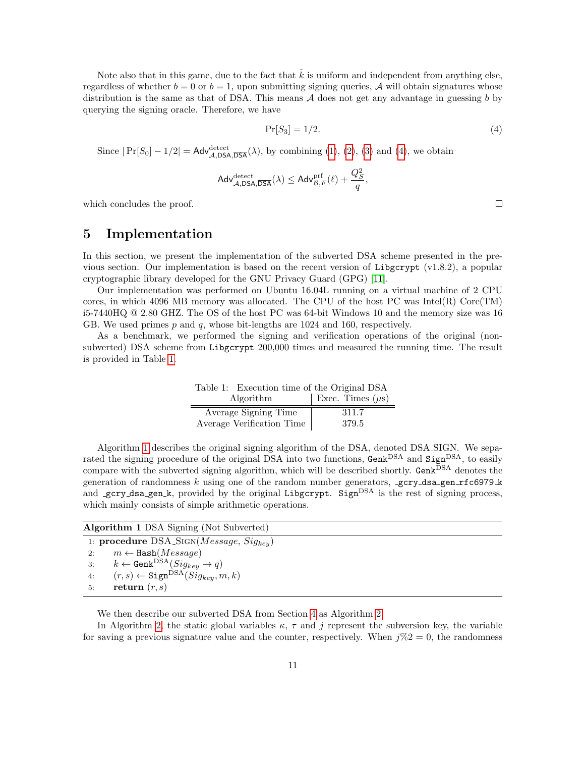Note also that in this game, due to the fact that $\tilde{k}$ is uniform and independent from anything else, regardless of whether $b = 0$ or $b = 1$, upon submitting signing queries, $\mathcal{A}$ will obtain signatures whose distribution is the same as that of DSA. This means $\mathcal{A}$ does not get any advantage in guessing $b$ by querying the signing oracle. Therefore, we have

$$\Pr[S_3] = 1/2. \tag{4}$$

Since $|\Pr[S_0] - 1/2| = \mathsf{Adv}^{\text{detect}}_{\mathcal{A},\mathsf{DSA},\overline{\mathsf{DSA}}}(\lambda)$, by combining (1), (2), (3) and (4), we obtain

$$\mathsf{Adv}^{\text{detect}}_{\mathcal{A},\mathsf{DSA},\overline{\mathsf{DSA}}}(\lambda) \leq \mathsf{Adv}^{\text{prf}}_{\mathcal{B},F}(\ell) + \frac{Q_S^2}{q},$$

which concludes the proof. □

## 5 Implementation

In this section, we present the implementation of the subverted DSA scheme presented in the previous section. Our implementation is based on the recent version of `Libgcrypt` (v1.8.2), a popular cryptographic library developed for the GNU Privacy Guard (GPG) [11].

Our implementation was performed on Ubuntu 16.04L running on a virtual machine of 2 CPU cores, in which 4096 MB memory was allocated. The CPU of the host PC was Intel(R) Core(TM) i5-7440HQ @ 2.80 GHZ. The OS of the host PC was 64-bit Windows 10 and the memory size was 16 GB. We used primes $p$ and $q$, whose bit-lengths are 1024 and 160, respectively.

As a benchmark, we performed the signing and verification operations of the original (non-subverted) DSA scheme from `Libgcrypt` 200,000 times and measured the running time. The result is provided in Table 1.

Table 1: Execution time of the Original DSA

| Algorithm | Exec. Times ($\mu$s) |
|---|---|
| Average Signing Time | 311.7 |
| Average Verification Time | 379.5 |

Algorithm 1 describes the original signing algorithm of the DSA, denoted DSA_SIGN. We separated the signing procedure of the original DSA into two functions, $\texttt{Genk}^{\text{DSA}}$ and $\texttt{Sign}^{\text{DSA}}$, to easily compare with the subverted signing algorithm, which will be described shortly. $\texttt{Genk}^{\text{DSA}}$ denotes the generation of randomness $k$ using one of the random number generators, `_gcry_dsa_gen_rfc6979_k` and `_gcry_dsa_gen_k`, provided by the original `Libgcrypt`. $\texttt{Sign}^{\text{DSA}}$ is the rest of signing process, which mainly consists of simple arithmetic operations.

**Algorithm 1** DSA Signing (Not Subverted)

1: **procedure** DSA_SIGN($Message$, $Sig_{key}$)
2: $\quad m \leftarrow \texttt{Hash}(Message)$
3: $\quad k \leftarrow \texttt{Genk}^{\text{DSA}}(Sig_{key} \rightarrow q)$
4: $\quad (r, s) \leftarrow \texttt{Sign}^{\text{DSA}}(Sig_{key}, m, k)$
5: $\quad$**return** $(r, s)$

We then describe our subverted DSA from Section 4 as Algorithm 2.

In Algorithm 2, the static global variables $\kappa$, $\tau$ and $j$ represent the subversion key, the variable for saving a previous signature value and the counter, respectively. When $j\%2 = 0$, the randomness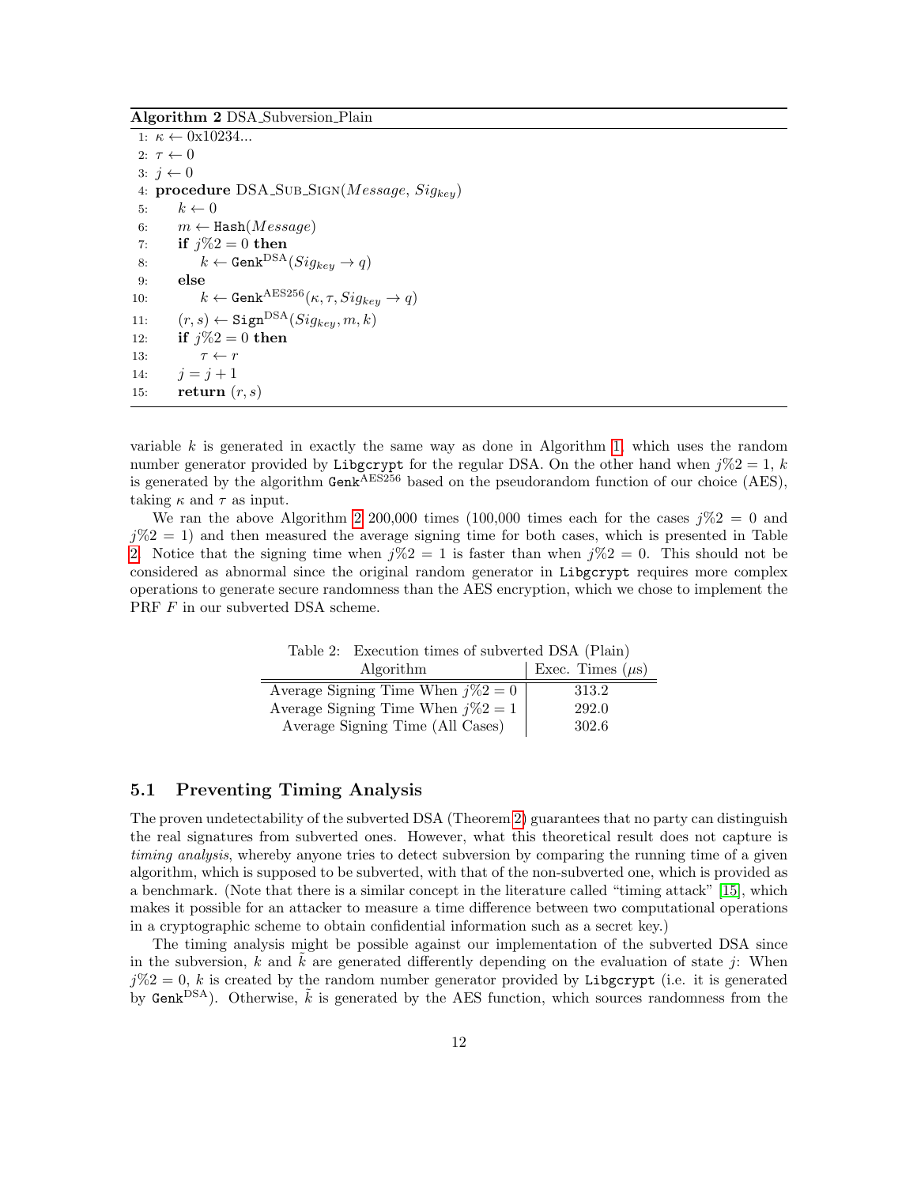**Algorithm 2** DSA_Subversion_Plain

```
1:  κ ← 0x10234...
2:  τ ← 0
3:  j ← 0
4:  procedure DSA_Sub_Sign(Message, Sig_key)
5:      k ← 0
6:      m ← Hash(Message)
7:      if j%2 = 0 then
8:          k ← Genk^DSA(Sig_key → q)
9:      else
10:         k ← Genk^AES256(κ, τ, Sig_key → q)
11:     (r, s) ← Sign^DSA(Sig_key, m, k)
12:     if j%2 = 0 then
13:         τ ← r
14:     j = j + 1
15:     return (r, s)
```

variable $k$ is generated in exactly the same way as done in Algorithm 1, which uses the random number generator provided by Libgcrypt for the regular DSA. On the other hand when $j\%2 = 1$, $k$ is generated by the algorithm $\texttt{Genk}^{\text{AES256}}$ based on the pseudorandom function of our choice (AES), taking $\kappa$ and $\tau$ as input.

We ran the above Algorithm 2 200,000 times (100,000 times each for the cases $j\%2 = 0$ and $j\%2 = 1$) and then measured the average signing time for both cases, which is presented in Table 2. Notice that the signing time when $j\%2 = 1$ is faster than when $j\%2 = 0$. This should not be considered as abnormal since the original random generator in Libgcrypt requires more complex operations to generate secure randomness than the AES encryption, which we chose to implement the PRF $F$ in our subverted DSA scheme.

Table 2: Execution times of subverted DSA (Plain)

| Algorithm | Exec. Times ($\mu$s) |
|---|---|
| Average Signing Time When $j\%2 = 0$ | 313.2 |
| Average Signing Time When $j\%2 = 1$ | 292.0 |
| Average Signing Time (All Cases) | 302.6 |

### 5.1 Preventing Timing Analysis

The proven undetectability of the subverted DSA (Theorem 2) guarantees that no party can distinguish the real signatures from subverted ones. However, what this theoretical result does not capture is *timing analysis*, whereby anyone tries to detect subversion by comparing the running time of a given algorithm, which is supposed to be subverted, with that of the non-subverted one, which is provided as a benchmark. (Note that there is a similar concept in the literature called "timing attack" [15], which makes it possible for an attacker to measure a time difference between two computational operations in a cryptographic scheme to obtain confidential information such as a secret key.)

The timing analysis might be possible against our implementation of the subverted DSA since in the subversion, $k$ and $\tilde{k}$ are generated differently depending on the evaluation of state $j$: When $j\%2 = 0$, $k$ is created by the random number generator provided by Libgcrypt (i.e. it is generated by $\texttt{Genk}^{\text{DSA}}$). Otherwise, $\tilde{k}$ is generated by the AES function, which sources randomness from the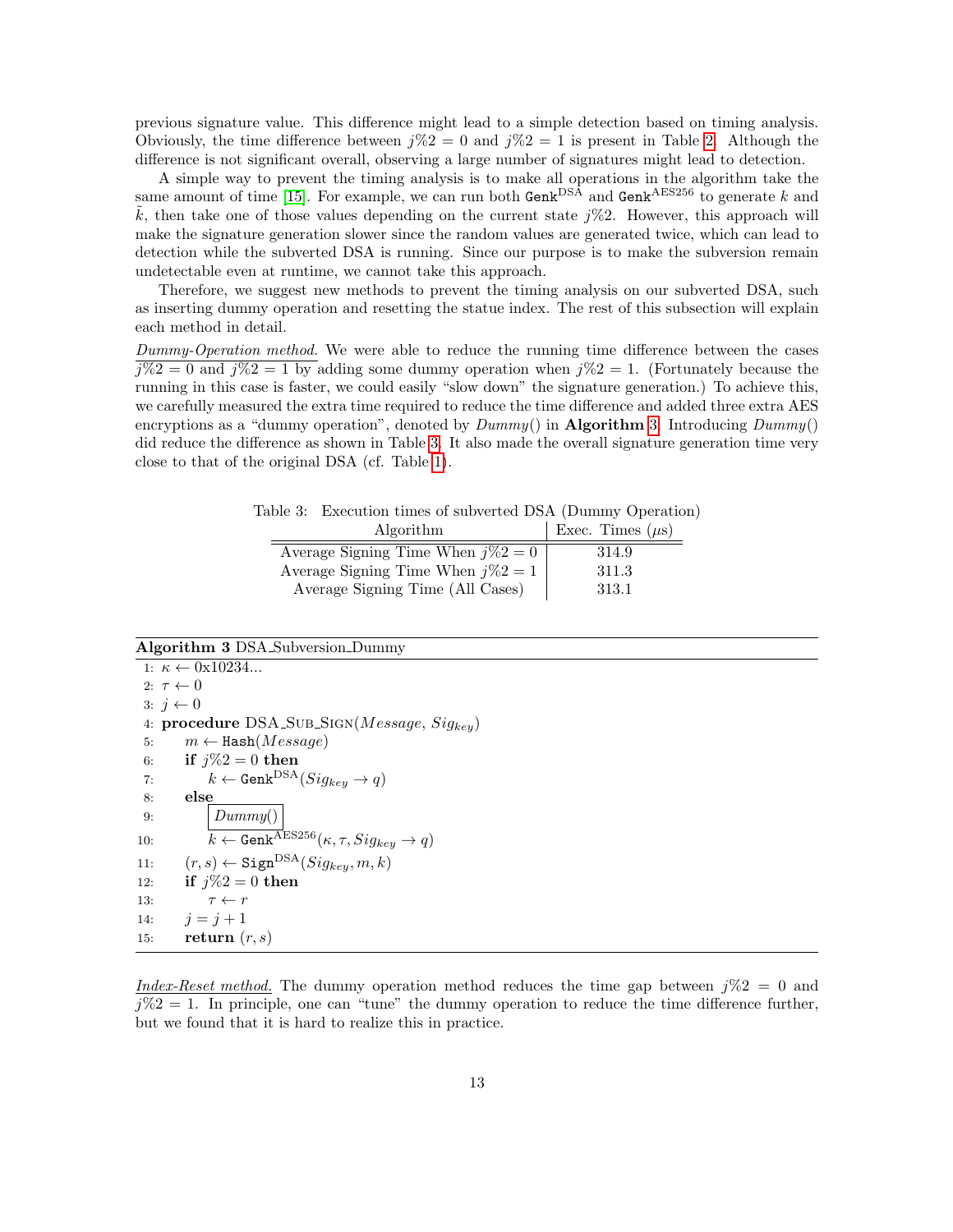previous signature value. This difference might lead to a simple detection based on timing analysis. Obviously, the time difference between $j\%2 = 0$ and $j\%2 = 1$ is present in Table 2. Although the difference is not significant overall, observing a large number of signatures might lead to detection.

A simple way to prevent the timing analysis is to make all operations in the algorithm take the same amount of time [15]. For example, we can run both $\texttt{Genk}^{\text{DSA}}$ and $\texttt{Genk}^{\text{AES256}}$ to generate $k$ and $\tilde{k}$, then take one of those values depending on the current state $j\%2$. However, this approach will make the signature generation slower since the random values are generated twice, which can lead to detection while the subverted DSA is running. Since our purpose is to make the subversion remain undetectable even at runtime, we cannot take this approach.

Therefore, we suggest new methods to prevent the timing analysis on our subverted DSA, such as inserting dummy operation and resetting the statue index. The rest of this subsection will explain each method in detail.

*Dummy-Operation method.* We were able to reduce the running time difference between the cases $j\%2 = 0$ and $j\%2 = 1$ by adding some dummy operation when $j\%2 = 1$. (Fortunately because the running in this case is faster, we could easily "slow down" the signature generation.) To achieve this, we carefully measured the extra time required to reduce the time difference and added three extra AES encryptions as a "dummy operation", denoted by *Dummy*() in **Algorithm 3**. Introducing *Dummy*() did reduce the difference as shown in Table 3. It also made the overall signature generation time very close to that of the original DSA (cf. Table 1).

Table 3: Execution times of subverted DSA (Dummy Operation)

| Algorithm | Exec. Times ($\mu$s) |
|---|---|
| Average Signing Time When $j\%2 = 0$ | 314.9 |
| Average Signing Time When $j\%2 = 1$ | 311.3 |
| Average Signing Time (All Cases) | 313.1 |

**Algorithm 3** DSA_Subversion_Dummy

```
1:  κ ← 0x10234...
2:  τ ← 0
3:  j ← 0
4:  procedure DSA_SUB_SIGN(Message, Sig_key)
5:      m ← Hash(Message)
6:      if j%2 = 0 then
7:          k ← Genk^DSA(Sig_key → q)
8:      else
9:          [Dummy()]
10:         k ← Genk^AES256(κ, τ, Sig_key → q)
11:     (r, s) ← Sign^DSA(Sig_key, m, k)
12:     if j%2 = 0 then
13:         τ ← r
14:     j = j + 1
15:     return (r, s)
```

*Index-Reset method.* The dummy operation method reduces the time gap between $j\%2 = 0$ and $j\%2 = 1$. In principle, one can "tune" the dummy operation to reduce the time difference further, but we found that it is hard to realize this in practice.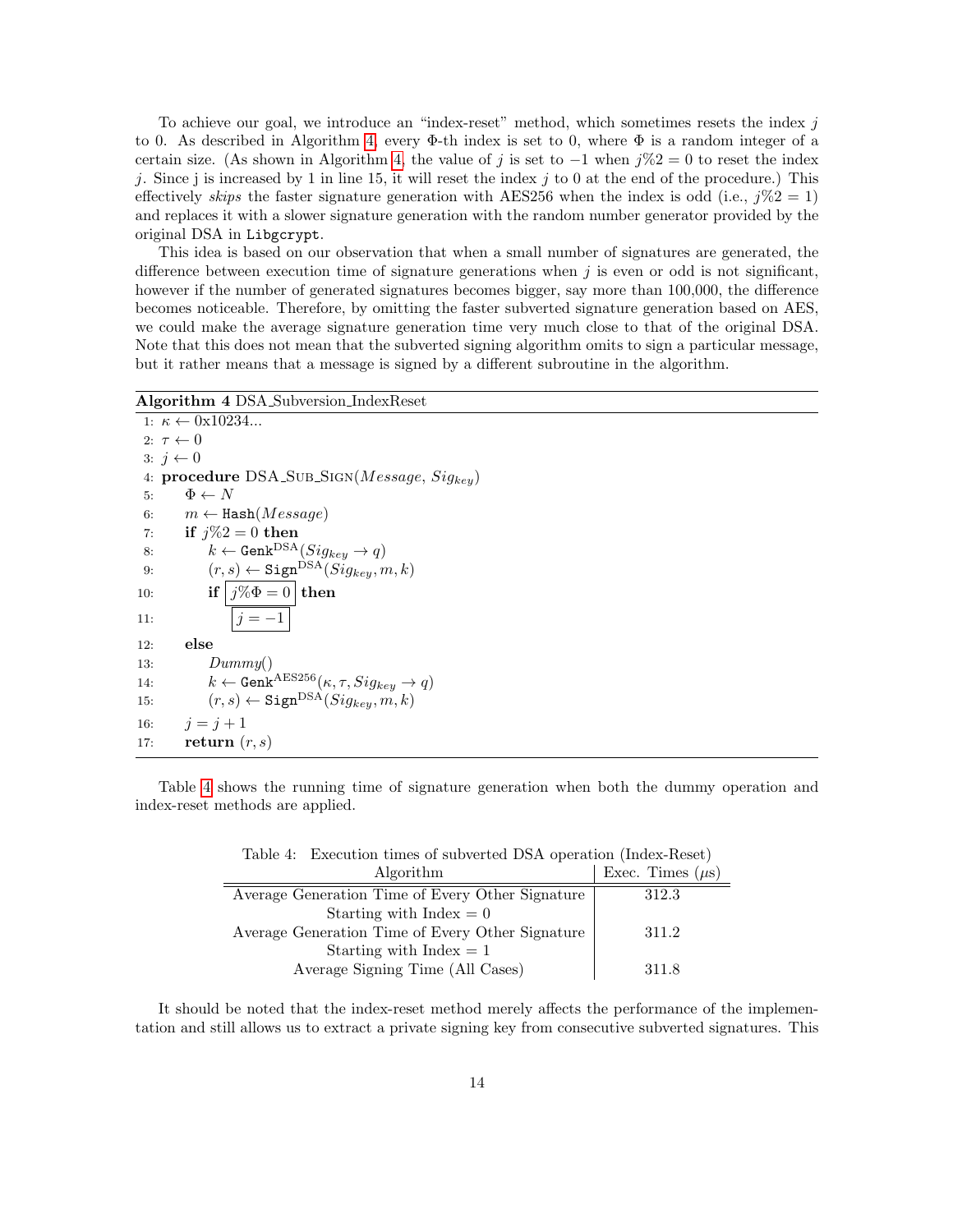To achieve our goal, we introduce an "index-reset" method, which sometimes resets the index $j$ to 0. As described in Algorithm 4, every $\Phi$-th index is set to 0, where $\Phi$ is a random integer of a certain size. (As shown in Algorithm 4, the value of $j$ is set to $-1$ when $j\%2 = 0$ to reset the index $j$. Since j is increased by 1 in line 15, it will reset the index $j$ to 0 at the end of the procedure.) This effectively *skips* the faster signature generation with AES256 when the index is odd (i.e., $j\%2 = 1$) and replaces it with a slower signature generation with the random number generator provided by the original DSA in `Libgcrypt`.

This idea is based on our observation that when a small number of signatures are generated, the difference between execution time of signature generations when $j$ is even or odd is not significant, however if the number of generated signatures becomes bigger, say more than 100,000, the difference becomes noticeable. Therefore, by omitting the faster subverted signature generation based on AES, we could make the average signature generation time very much close to that of the original DSA. Note that this does not mean that the subverted signing algorithm omits to sign a particular message, but it rather means that a message is signed by a different subroutine in the algorithm.

**Algorithm 4** DSA_Subversion_IndexReset

```
1:  κ ← 0x10234...
2:  τ ← 0
3:  j ← 0
4:  procedure DSA_SUB_SIGN(Message, Sig_key)
5:      Φ ← N
6:      m ← Hash(Message)
7:      if j%2 = 0 then
8:          k ← Genk^DSA(Sig_key → q)
9:          (r, s) ← Sign^DSA(Sig_key, m, k)
10:         if [j%Φ = 0] then
11:             [j = −1]
12:     else
13:         Dummy()
14:         k ← Genk^AES256(κ, τ, Sig_key → q)
15:         (r, s) ← Sign^DSA(Sig_key, m, k)
16:     j = j + 1
17:     return (r, s)
```

Table 4 shows the running time of signature generation when both the dummy operation and index-reset methods are applied.

Table 4: Execution times of subverted DSA operation (Index-Reset)

| Algorithm | Exec. Times ($\mu$s) |
|---|---|
| Average Generation Time of Every Other Signature Starting with Index = 0 | 312.3 |
| Average Generation Time of Every Other Signature Starting with Index = 1 | 311.2 |
| Average Signing Time (All Cases) | 311.8 |

It should be noted that the index-reset method merely affects the performance of the implementation and still allows us to extract a private signing key from consecutive subverted signatures. This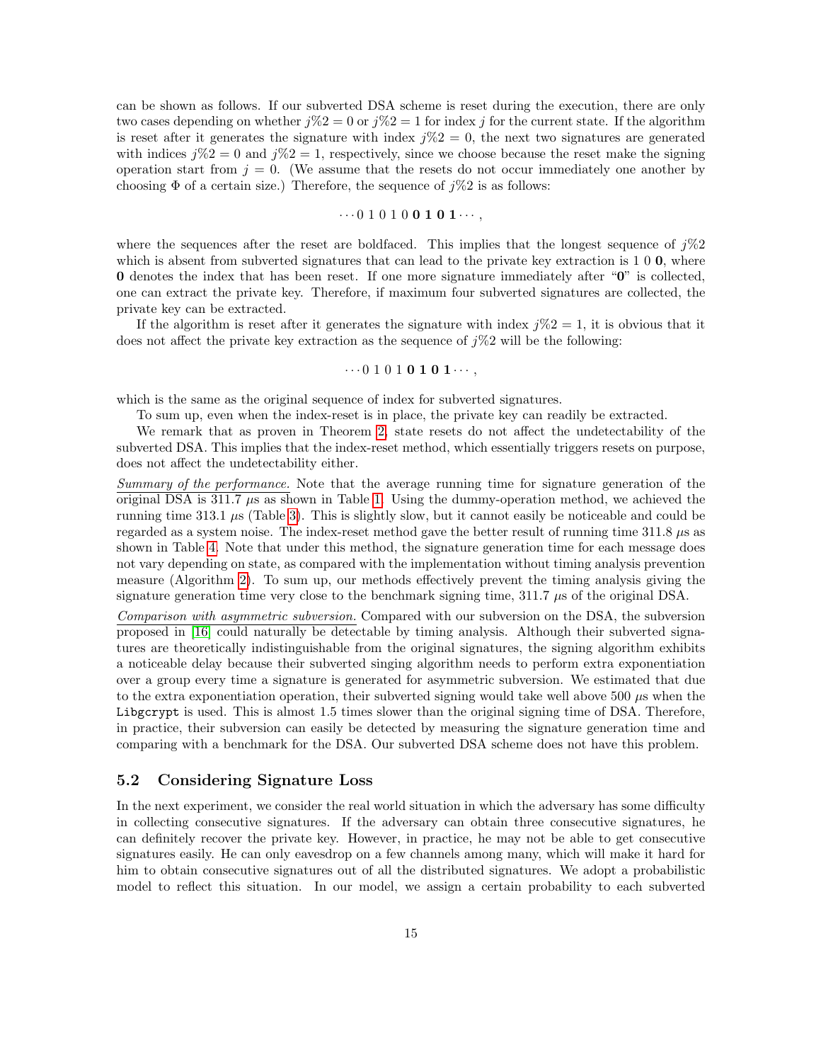can be shown as follows. If our subverted DSA scheme is reset during the execution, there are only two cases depending on whether $j\%2 = 0$ or $j\%2 = 1$ for index $j$ for the current state. If the algorithm is reset after it generates the signature with index $j\%2 = 0$, the next two signatures are generated with indices $j\%2 = 0$ and $j\%2 = 1$, respectively, since we choose because the reset make the signing operation start from $j = 0$. (We assume that the resets do not occur immediately one another by choosing $\Phi$ of a certain size.) Therefore, the sequence of $j\%2$ is as follows:

$$\cdots 0\ 1\ 0\ 1\ 0\ \mathbf{0}\ \mathbf{1}\ \mathbf{0}\ \mathbf{1} \cdots,$$

where the sequences after the reset are boldfaced. This implies that the longest sequence of $j\%2$ which is absent from subverted signatures that can lead to the private key extraction is 1 0 **0**, where **0** denotes the index that has been reset. If one more signature immediately after "**0**" is collected, one can extract the private key. Therefore, if maximum four subverted signatures are collected, the private key can be extracted.

If the algorithm is reset after it generates the signature with index $j\%2 = 1$, it is obvious that it does not affect the private key extraction as the sequence of $j\%2$ will be the following:

$$\cdots 0\ 1\ 0\ 1\ \mathbf{0}\ \mathbf{1}\ \mathbf{0}\ \mathbf{1} \cdots,$$

which is the same as the original sequence of index for subverted signatures.

To sum up, even when the index-reset is in place, the private key can readily be extracted.

We remark that as proven in Theorem 2, state resets do not affect the undetectability of the subverted DSA. This implies that the index-reset method, which essentially triggers resets on purpose, does not affect the undetectability either.

*Summary of the performance.* Note that the average running time for signature generation of the original DSA is 311.7 $\mu$s as shown in Table 1. Using the dummy-operation method, we achieved the running time 313.1 $\mu$s (Table 3). This is slightly slow, but it cannot easily be noticeable and could be regarded as a system noise. The index-reset method gave the better result of running time 311.8 $\mu$s as shown in Table 4. Note that under this method, the signature generation time for each message does not vary depending on state, as compared with the implementation without timing analysis prevention measure (Algorithm 2). To sum up, our methods effectively prevent the timing analysis giving the signature generation time very close to the benchmark signing time, 311.7 $\mu$s of the original DSA.

*Comparison with asymmetric subversion.* Compared with our subversion on the DSA, the subversion proposed in [16] could naturally be detectable by timing analysis. Although their subverted signatures are theoretically indistinguishable from the original signatures, the signing algorithm exhibits a noticeable delay because their subverted singing algorithm needs to perform extra exponentiation over a group every time a signature is generated for asymmetric subversion. We estimated that due to the extra exponentiation operation, their subverted signing would take well above 500 $\mu$s when the `Libgcrypt` is used. This is almost 1.5 times slower than the original signing time of DSA. Therefore, in practice, their subversion can easily be detected by measuring the signature generation time and comparing with a benchmark for the DSA. Our subverted DSA scheme does not have this problem.

## 5.2 Considering Signature Loss

In the next experiment, we consider the real world situation in which the adversary has some difficulty in collecting consecutive signatures. If the adversary can obtain three consecutive signatures, he can definitely recover the private key. However, in practice, he may not be able to get consecutive signatures easily. He can only eavesdrop on a few channels among many, which will make it hard for him to obtain consecutive signatures out of all the distributed signatures. We adopt a probabilistic model to reflect this situation. In our model, we assign a certain probability to each subverted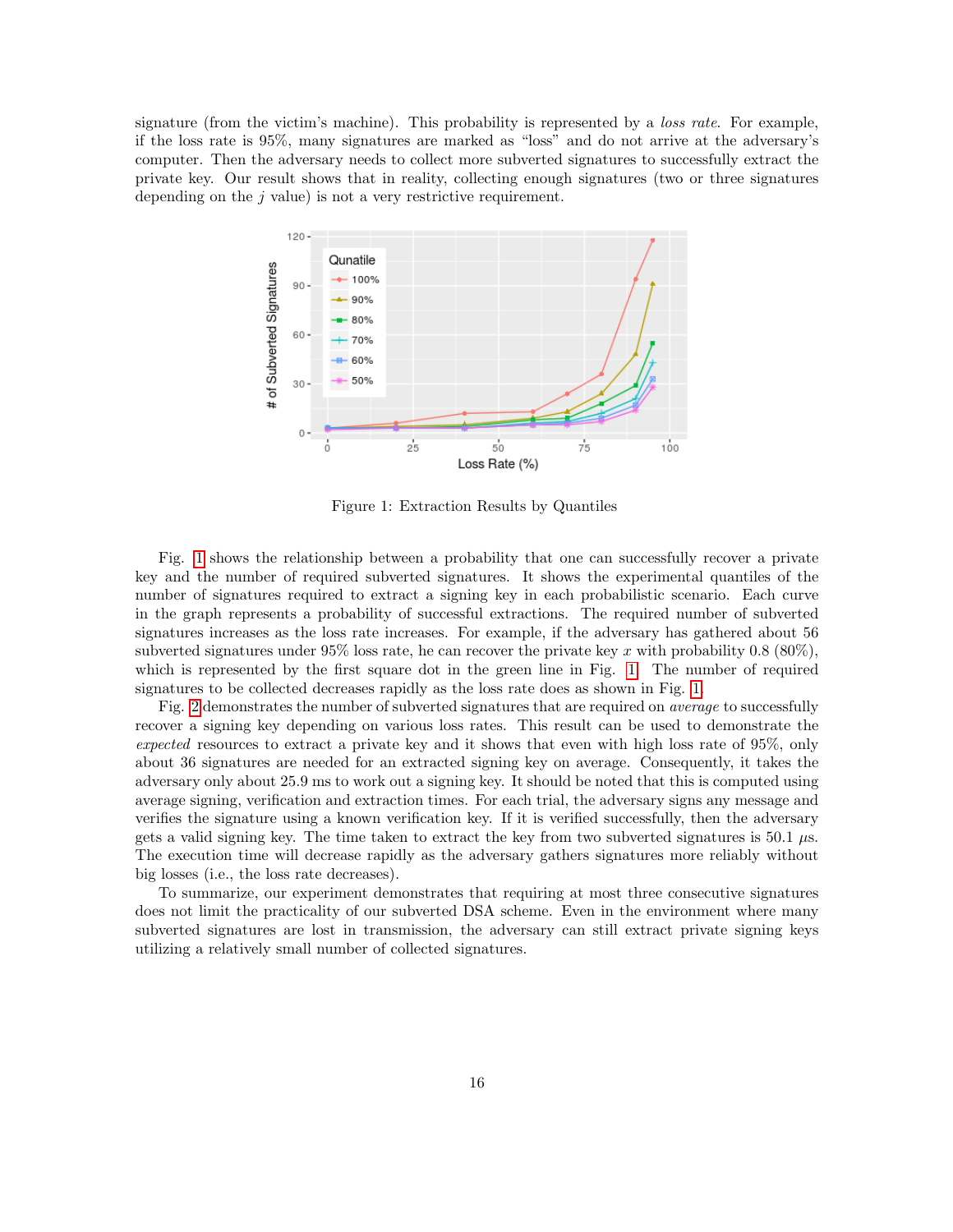signature (from the victim's machine). This probability is represented by a *loss rate*. For example, if the loss rate is 95%, many signatures are marked as "loss" and do not arrive at the adversary's computer. Then the adversary needs to collect more subverted signatures to successfully extract the private key. Our result shows that in reality, collecting enough signatures (two or three signatures depending on the $j$ value) is not a very restrictive requirement.

Figure 1: Extraction Results by Quantiles

Fig. 1 shows the relationship between a probability that one can successfully recover a private key and the number of required subverted signatures. It shows the experimental quantiles of the number of signatures required to extract a signing key in each probabilistic scenario. Each curve in the graph represents a probability of successful extractions. The required number of subverted signatures increases as the loss rate increases. For example, if the adversary has gathered about 56 subverted signatures under 95% loss rate, he can recover the private key $x$ with probability 0.8 (80%), which is represented by the first square dot in the green line in Fig. 1. The number of required signatures to be collected decreases rapidly as the loss rate does as shown in Fig. 1.

Fig. 2 demonstrates the number of subverted signatures that are required on *average* to successfully recover a signing key depending on various loss rates. This result can be used to demonstrate the *expected* resources to extract a private key and it shows that even with high loss rate of 95%, only about 36 signatures are needed for an extracted signing key on average. Consequently, it takes the adversary only about 25.9 ms to work out a signing key. It should be noted that this is computed using average signing, verification and extraction times. For each trial, the adversary signs any message and verifies the signature using a known verification key. If it is verified successfully, then the adversary gets a valid signing key. The time taken to extract the key from two subverted signatures is 50.1 $\mu$s. The execution time will decrease rapidly as the adversary gathers signatures more reliably without big losses (i.e., the loss rate decreases).

To summarize, our experiment demonstrates that requiring at most three consecutive signatures does not limit the practicality of our subverted DSA scheme. Even in the environment where many subverted signatures are lost in transmission, the adversary can still extract private signing keys utilizing a relatively small number of collected signatures.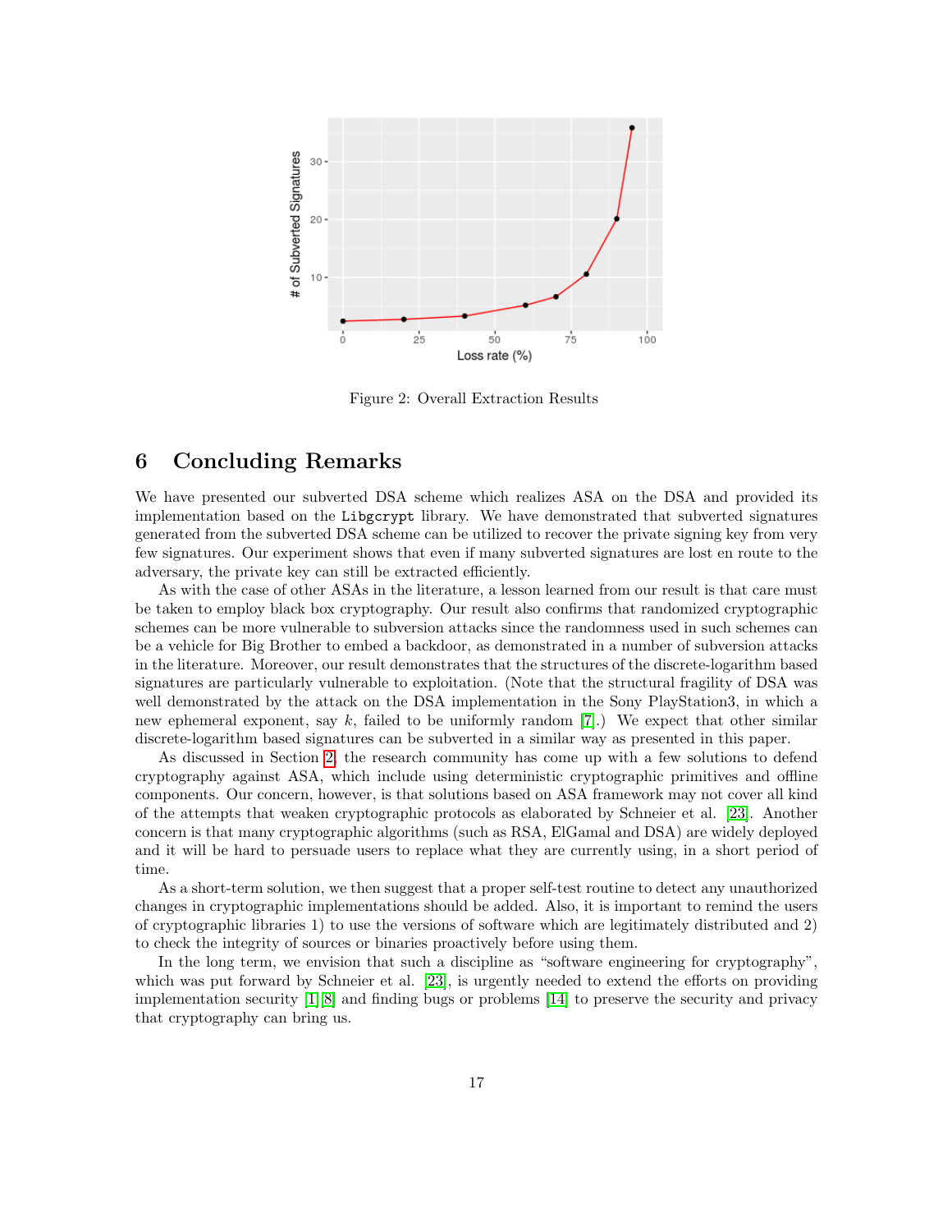Figure 2: Overall Extraction Results

## 6 Concluding Remarks

We have presented our subverted DSA scheme which realizes ASA on the DSA and provided its implementation based on the Libgcrypt library. We have demonstrated that subverted signatures generated from the subverted DSA scheme can be utilized to recover the private signing key from very few signatures. Our experiment shows that even if many subverted signatures are lost en route to the adversary, the private key can still be extracted efficiently.

As with the case of other ASAs in the literature, a lesson learned from our result is that care must be taken to employ black box cryptography. Our result also confirms that randomized cryptographic schemes can be more vulnerable to subversion attacks since the randomness used in such schemes can be a vehicle for Big Brother to embed a backdoor, as demonstrated in a number of subversion attacks in the literature. Moreover, our result demonstrates that the structures of the discrete-logarithm based signatures are particularly vulnerable to exploitation. (Note that the structural fragility of DSA was well demonstrated by the attack on the DSA implementation in the Sony PlayStation3, in which a new ephemeral exponent, say $k$, failed to be uniformly random [7].) We expect that other similar discrete-logarithm based signatures can be subverted in a similar way as presented in this paper.

As discussed in Section 2, the research community has come up with a few solutions to defend cryptography against ASA, which include using deterministic cryptographic primitives and offline components. Our concern, however, is that solutions based on ASA framework may not cover all kind of the attempts that weaken cryptographic protocols as elaborated by Schneier et al. [23]. Another concern is that many cryptographic algorithms (such as RSA, ElGamal and DSA) are widely deployed and it will be hard to persuade users to replace what they are currently using, in a short period of time.

As a short-term solution, we then suggest that a proper self-test routine to detect any unauthorized changes in cryptographic implementations should be added. Also, it is important to remind the users of cryptographic libraries 1) to use the versions of software which are legitimately distributed and 2) to check the integrity of sources or binaries proactively before using them.

In the long term, we envision that such a discipline as "software engineering for cryptography", which was put forward by Schneier et al. [23], is urgently needed to extend the efforts on providing implementation security [1][8] and finding bugs or problems [14] to preserve the security and privacy that cryptography can bring us.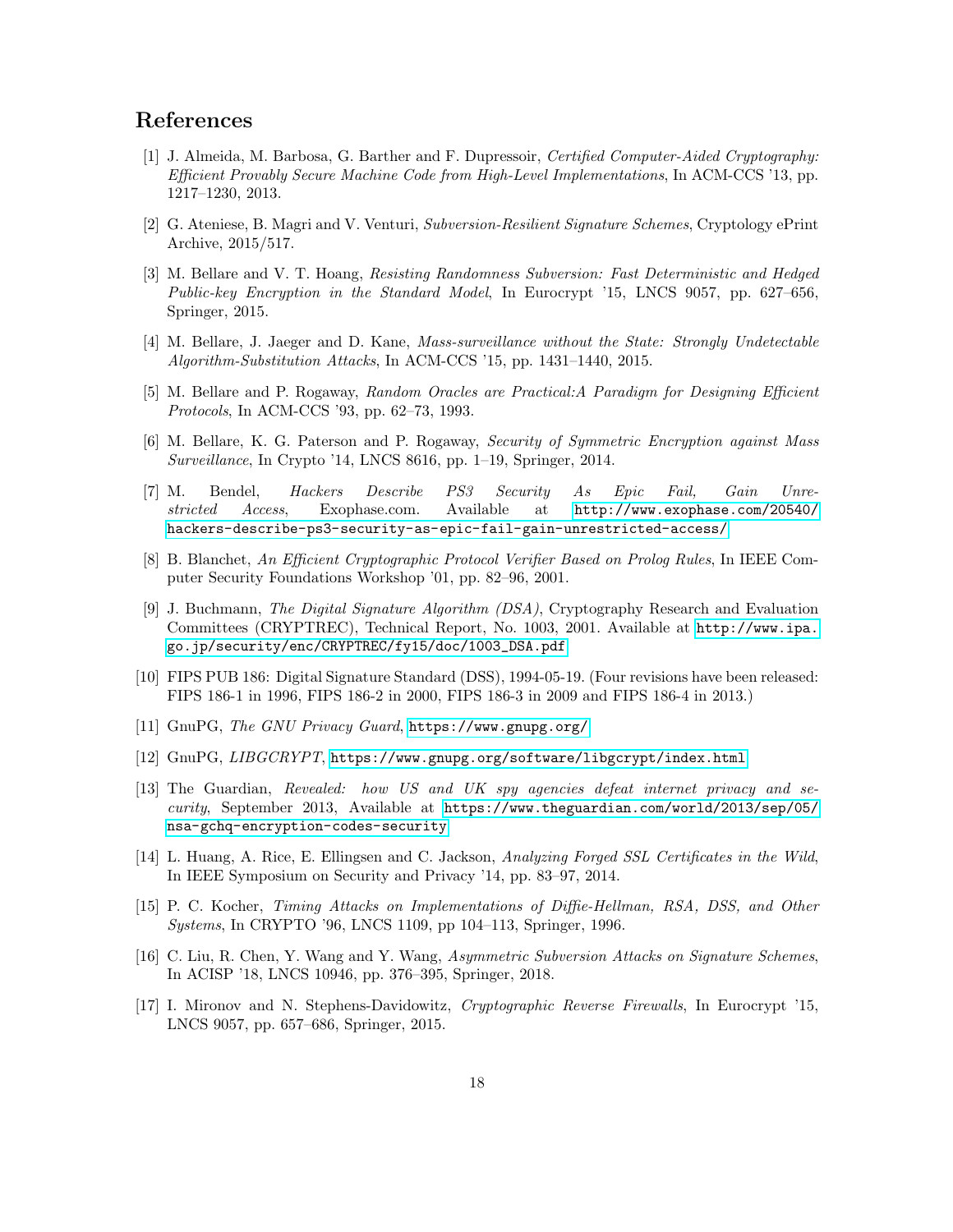## References

[1] J. Almeida, M. Barbosa, G. Barther and F. Dupressoir, *Certified Computer-Aided Cryptography: Efficient Provably Secure Machine Code from High-Level Implementations*, In ACM-CCS '13, pp. 1217–1230, 2013.

[2] G. Ateniese, B. Magri and V. Venturi, *Subversion-Resilient Signature Schemes*, Cryptology ePrint Archive, 2015/517.

[3] M. Bellare and V. T. Hoang, *Resisting Randomness Subversion: Fast Deterministic and Hedged Public-key Encryption in the Standard Model*, In Eurocrypt '15, LNCS 9057, pp. 627–656, Springer, 2015.

[4] M. Bellare, J. Jaeger and D. Kane, *Mass-surveillance without the State: Strongly Undetectable Algorithm-Substitution Attacks*, In ACM-CCS '15, pp. 1431–1440, 2015.

[5] M. Bellare and P. Rogaway, *Random Oracles are Practical:A Paradigm for Designing Efficient Protocols*, In ACM-CCS '93, pp. 62–73, 1993.

[6] M. Bellare, K. G. Paterson and P. Rogaway, *Security of Symmetric Encryption against Mass Surveillance*, In Crypto '14, LNCS 8616, pp. 1–19, Springer, 2014.

[7] M. Bendel, *Hackers Describe PS3 Security As Epic Fail, Gain Unrestricted Access*, Exophase.com. Available at http://www.exophase.com/20540/hackers-describe-ps3-security-as-epic-fail-gain-unrestricted-access/

[8] B. Blanchet, *An Efficient Cryptographic Protocol Verifier Based on Prolog Rules*, In IEEE Computer Security Foundations Workshop '01, pp. 82–96, 2001.

[9] J. Buchmann, *The Digital Signature Algorithm (DSA)*, Cryptography Research and Evaluation Committees (CRYPTREC), Technical Report, No. 1003, 2001. Available at http://www.ipa.go.jp/security/enc/CRYPTREC/fy15/doc/1003_DSA.pdf

[10] FIPS PUB 186: Digital Signature Standard (DSS), 1994-05-19. (Four revisions have been released: FIPS 186-1 in 1996, FIPS 186-2 in 2000, FIPS 186-3 in 2009 and FIPS 186-4 in 2013.)

[11] GnuPG, *The GNU Privacy Guard*, https://www.gnupg.org/

[12] GnuPG, *LIBGCRYPT*, https://www.gnupg.org/software/libgcrypt/index.html

[13] The Guardian, *Revealed: how US and UK spy agencies defeat internet privacy and security*, September 2013, Available at https://www.theguardian.com/world/2013/sep/05/nsa-gchq-encryption-codes-security

[14] L. Huang, A. Rice, E. Ellingsen and C. Jackson, *Analyzing Forged SSL Certificates in the Wild*, In IEEE Symposium on Security and Privacy '14, pp. 83–97, 2014.

[15] P. C. Kocher, *Timing Attacks on Implementations of Diffie-Hellman, RSA, DSS, and Other Systems*, In CRYPTO '96, LNCS 1109, pp 104–113, Springer, 1996.

[16] C. Liu, R. Chen, Y. Wang and Y. Wang, *Asymmetric Subversion Attacks on Signature Schemes*, In ACISP '18, LNCS 10946, pp. 376–395, Springer, 2018.

[17] I. Mironov and N. Stephens-Davidowitz, *Cryptographic Reverse Firewalls*, In Eurocrypt '15, LNCS 9057, pp. 657–686, Springer, 2015.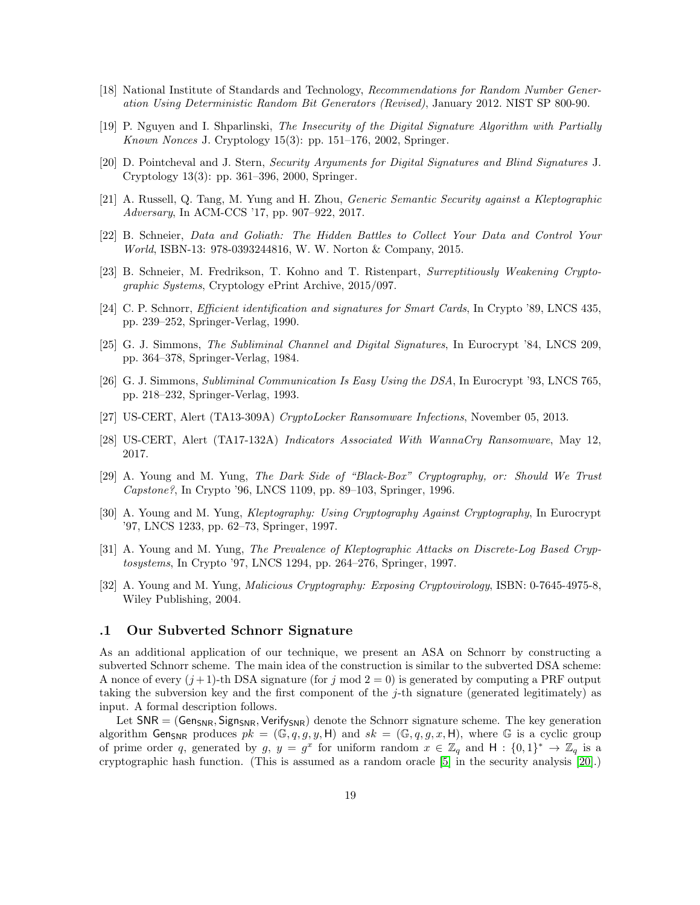[18] National Institute of Standards and Technology, *Recommendations for Random Number Generation Using Deterministic Random Bit Generators (Revised)*, January 2012. NIST SP 800-90.

[19] P. Nguyen and I. Shparlinski, *The Insecurity of the Digital Signature Algorithm with Partially Known Nonces* J. Cryptology 15(3): pp. 151–176, 2002, Springer.

[20] D. Pointcheval and J. Stern, *Security Arguments for Digital Signatures and Blind Signatures* J. Cryptology 13(3): pp. 361–396, 2000, Springer.

[21] A. Russell, Q. Tang, M. Yung and H. Zhou, *Generic Semantic Security against a Kleptographic Adversary*, In ACM-CCS '17, pp. 907–922, 2017.

[22] B. Schneier, *Data and Goliath: The Hidden Battles to Collect Your Data and Control Your World*, ISBN-13: 978-0393244816, W. W. Norton & Company, 2015.

[23] B. Schneier, M. Fredrikson, T. Kohno and T. Ristenpart, *Surreptitiously Weakening Cryptographic Systems*, Cryptology ePrint Archive, 2015/097.

[24] C. P. Schnorr, *Efficient identification and signatures for Smart Cards*, In Crypto '89, LNCS 435, pp. 239–252, Springer-Verlag, 1990.

[25] G. J. Simmons, *The Subliminal Channel and Digital Signatures*, In Eurocrypt '84, LNCS 209, pp. 364–378, Springer-Verlag, 1984.

[26] G. J. Simmons, *Subliminal Communication Is Easy Using the DSA*, In Eurocrypt '93, LNCS 765, pp. 218–232, Springer-Verlag, 1993.

[27] US-CERT, Alert (TA13-309A) *CryptoLocker Ransomware Infections*, November 05, 2013.

[28] US-CERT, Alert (TA17-132A) *Indicators Associated With WannaCry Ransomware*, May 12, 2017.

[29] A. Young and M. Yung, *The Dark Side of "Black-Box" Cryptography, or: Should We Trust Capstone?*, In Crypto '96, LNCS 1109, pp. 89–103, Springer, 1996.

[30] A. Young and M. Yung, *Kleptography: Using Cryptography Against Cryptography*, In Eurocrypt '97, LNCS 1233, pp. 62–73, Springer, 1997.

[31] A. Young and M. Yung, *The Prevalence of Kleptographic Attacks on Discrete-Log Based Cryptosystems*, In Crypto '97, LNCS 1294, pp. 264–276, Springer, 1997.

[32] A. Young and M. Yung, *Malicious Cryptography: Exposing Cryptovirology*, ISBN: 0-7645-4975-8, Wiley Publishing, 2004.

## .1 Our Subverted Schnorr Signature

As an additional application of our technique, we present an ASA on Schnorr by constructing a subverted Schnorr scheme. The main idea of the construction is similar to the subverted DSA scheme: A nonce of every $(j+1)$-th DSA signature (for $j \bmod 2 = 0$) is generated by computing a PRF output taking the subversion key and the first component of the $j$-th signature (generated legitimately) as input. A formal description follows.

Let $\mathsf{SNR} = (\mathsf{Gen}_{\mathsf{SNR}}, \mathsf{Sign}_{\mathsf{SNR}}, \mathsf{Verify}_{\mathsf{SNR}})$ denote the Schnorr signature scheme. The key generation algorithm $\mathsf{Gen}_{\mathsf{SNR}}$ produces $pk = (\mathbb{G}, q, g, y, \mathsf{H})$ and $sk = (\mathbb{G}, q, g, x, \mathsf{H})$, where $\mathbb{G}$ is a cyclic group of prime order $q$, generated by $g$, $y = g^x$ for uniform random $x \in \mathbb{Z}_q$ and $\mathsf{H} : \{0,1\}^* \to \mathbb{Z}_q$ is a cryptographic hash function. (This is assumed as a random oracle [5] in the security analysis [20].)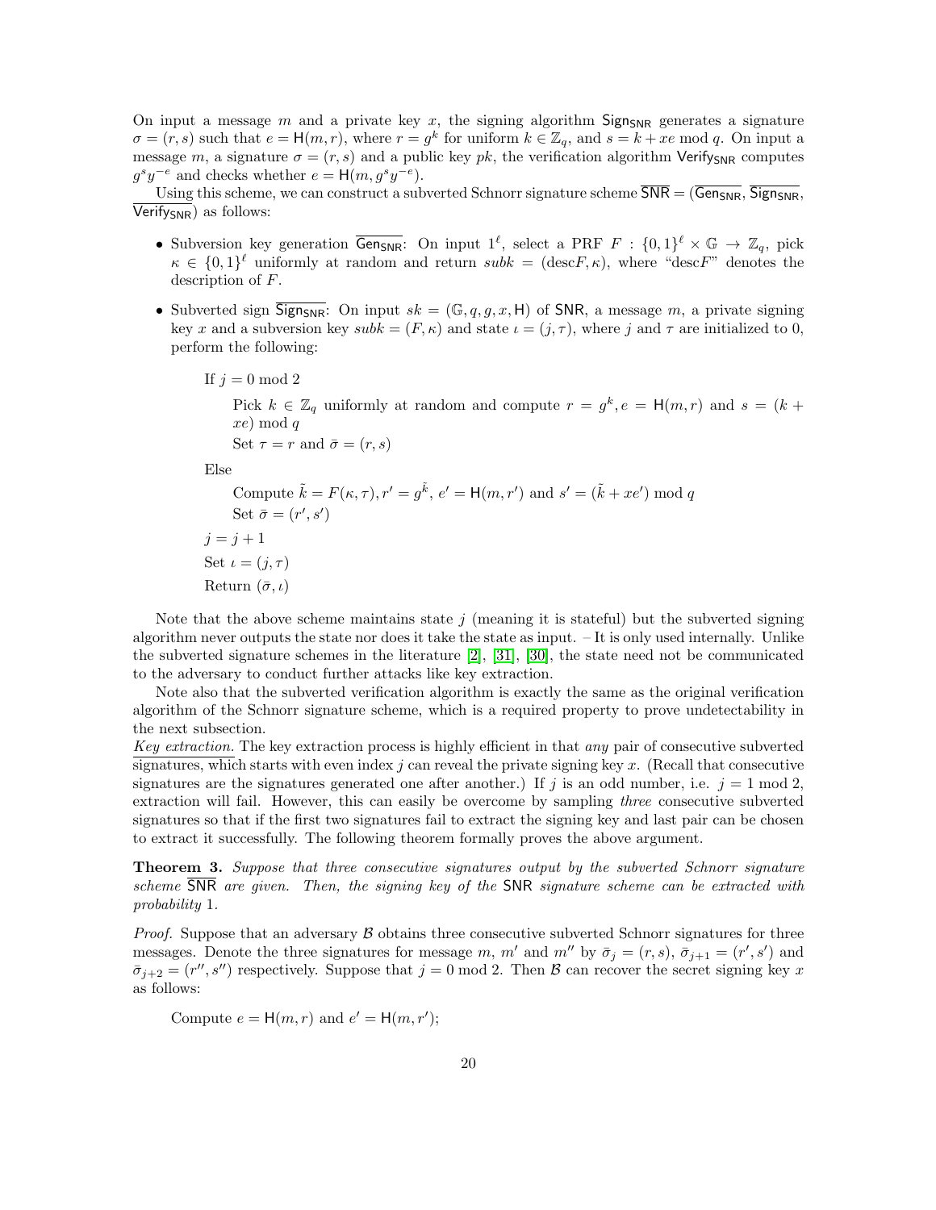On input a message $m$ and a private key $x$, the signing algorithm $\mathsf{Sign}_{\mathsf{SNR}}$ generates a signature $\sigma = (r, s)$ such that $e = \mathsf{H}(m, r)$, where $r = g^k$ for uniform $k \in \mathbb{Z}_q$, and $s = k + xe \bmod q$. On input a message $m$, a signature $\sigma = (r, s)$ and a public key $pk$, the verification algorithm $\mathsf{Verify}_{\mathsf{SNR}}$ computes $g^s y^{-e}$ and checks whether $e = \mathsf{H}(m, g^s y^{-e})$.

Using this scheme, we can construct a subverted Schnorr signature scheme $\overline{\mathsf{SNR}} = (\overline{\mathsf{Gen}_{\mathsf{SNR}}}, \overline{\mathsf{Sign}_{\mathsf{SNR}}}, \overline{\mathsf{Verify}_{\mathsf{SNR}}})$ as follows:

- Subversion key generation $\overline{\mathsf{Gen}_{\mathsf{SNR}}}$: On input $1^\ell$, select a PRF $F : \{0,1\}^\ell \times \mathbb{G} \to \mathbb{Z}_q$, pick $\kappa \in \{0,1\}^\ell$ uniformly at random and return $subk = (\text{desc}F, \kappa)$, where "desc$F$" denotes the description of $F$.
- Subverted sign $\overline{\mathsf{Sign}_{\mathsf{SNR}}}$: On input $sk = (\mathbb{G}, q, g, x, \mathsf{H})$ of $\mathsf{SNR}$, a message $m$, a private signing key $x$ and a subversion key $subk = (F, \kappa)$ and state $\iota = (j, \tau)$, where $j$ and $\tau$ are initialized to 0, perform the following:

  If $j = 0 \bmod 2$

  Pick $k \in \mathbb{Z}_q$ uniformly at random and compute $r = g^k, e = \mathsf{H}(m, r)$ and $s = (k + xe) \bmod q$

  Set $\tau = r$ and $\bar{\sigma} = (r, s)$

  Else

  Compute $\tilde{k} = F(\kappa, \tau), r' = g^{\tilde{k}}$, $e' = \mathsf{H}(m, r')$ and $s' = (\tilde{k} + xe') \bmod q$

  Set $\bar{\sigma} = (r', s')$

  $j = j + 1$

  Set $\iota = (j, \tau)$

  Return $(\bar{\sigma}, \iota)$

Note that the above scheme maintains state $j$ (meaning it is stateful) but the subverted signing algorithm never outputs the state nor does it take the state as input. – It is only used internally. Unlike the subverted signature schemes in the literature [2], [31], [30], the state need not be communicated to the adversary to conduct further attacks like key extraction.

Note also that the subverted verification algorithm is exactly the same as the original verification algorithm of the Schnorr signature scheme, which is a required property to prove undetectability in the next subsection.

*Key extraction.* The key extraction process is highly efficient in that *any* pair of consecutive subverted signatures, which starts with even index $j$ can reveal the private signing key $x$. (Recall that consecutive signatures are the signatures generated one after another.) If $j$ is an odd number, i.e. $j = 1 \bmod 2$, extraction will fail. However, this can easily be overcome by sampling *three* consecutive subverted signatures so that if the first two signatures fail to extract the signing key and last pair can be chosen to extract it successfully. The following theorem formally proves the above argument.

**Theorem 3.** *Suppose that three consecutive signatures output by the subverted Schnorr signature scheme $\overline{\mathsf{SNR}}$ are given. Then, the signing key of the $\mathsf{SNR}$ signature scheme can be extracted with probability 1.*

*Proof.* Suppose that an adversary $\mathcal{B}$ obtains three consecutive subverted Schnorr signatures for three messages. Denote the three signatures for message $m$, $m'$ and $m''$ by $\bar{\sigma}_j = (r, s)$, $\bar{\sigma}_{j+1} = (r', s')$ and $\bar{\sigma}_{j+2} = (r'', s'')$ respectively. Suppose that $j = 0 \bmod 2$. Then $\mathcal{B}$ can recover the secret signing key $x$ as follows:

Compute $e = \mathsf{H}(m, r)$ and $e' = \mathsf{H}(m, r')$;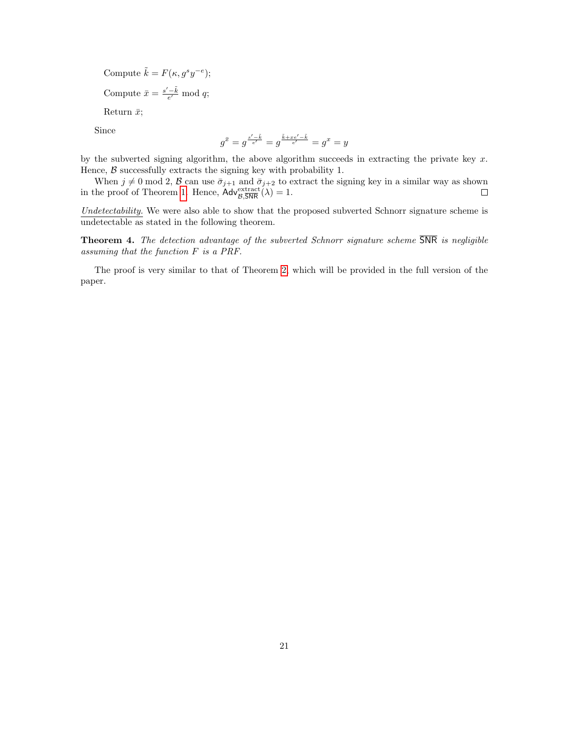Compute $\tilde{k} = F(\kappa, g^s y^{-e})$;

Compute $\bar{x} = \frac{s' - \tilde{k}}{e'} \bmod q$;

Return $\bar{x}$;

Since

$$g^{\bar{x}} = g^{\frac{s' - \tilde{k}}{e'}} = g^{\frac{\tilde{k} + xe' - \tilde{k}}{e'}} = g^x = y$$

by the subverted signing algorithm, the above algorithm succeeds in extracting the private key $x$. Hence, $\mathcal{B}$ successfully extracts the signing key with probability 1.

When $j \neq 0 \bmod 2$, $\mathcal{B}$ can use $\bar{\sigma}_{j+1}$ and $\bar{\sigma}_{j+2}$ to extract the signing key in a similar way as shown in the proof of Theorem 1. Hence, $\mathsf{Adv}^{\text{extract}}_{\mathcal{B}, \overline{\mathsf{SNR}}}(\lambda) = 1$. □

<u>*Undetectability.*</u> We were also able to show that the proposed subverted Schnorr signature scheme is undetectable as stated in the following theorem.

**Theorem 4.** *The detection advantage of the subverted Schnorr signature scheme $\overline{\mathsf{SNR}}$ is negligible assuming that the function $F$ is a PRF.*

The proof is very similar to that of Theorem 2, which will be provided in the full version of the paper.